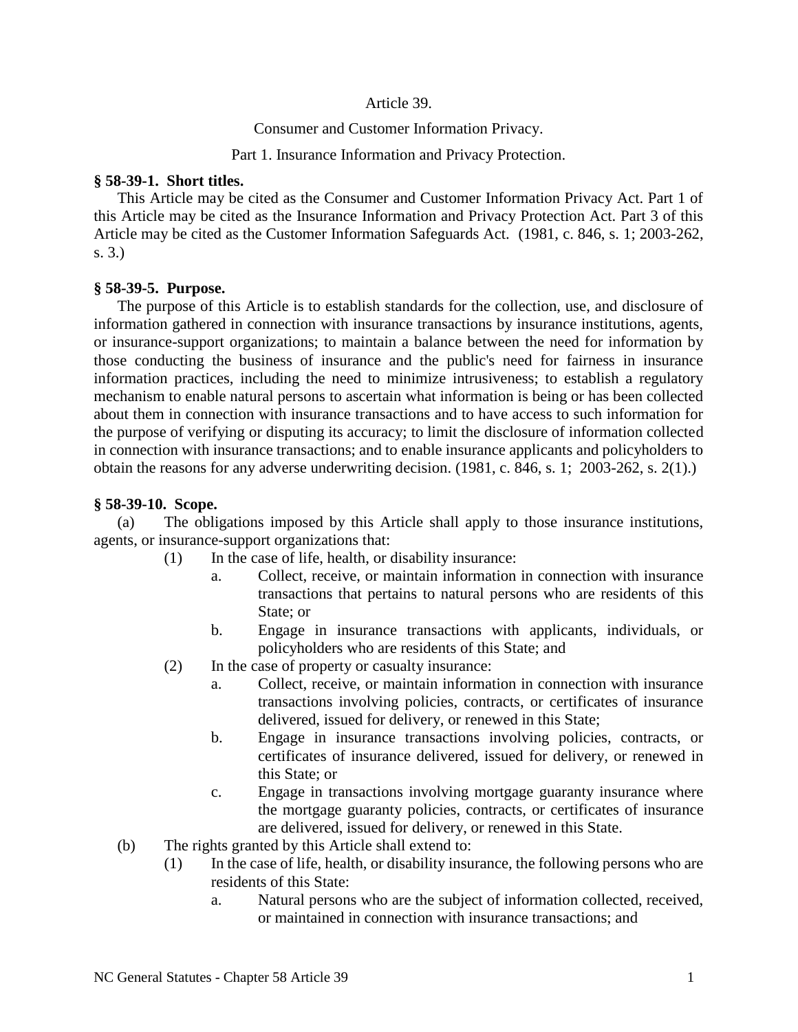# Article 39.

## Consumer and Customer Information Privacy.

### Part 1. Insurance Information and Privacy Protection.

**§ 58-39-1. Short titles.**

This Article may be cited as the Consumer and Customer Information Privacy Act. Part 1 of this Article may be cited as the Insurance Information and Privacy Protection Act. Part 3 of this Article may be cited as the Customer Information Safeguards Act. (1981, c. 846, s. 1; 2003-262, s. 3.)

**§ 58-39-5. Purpose.**

The purpose of this Article is to establish standards for the collection, use, and disclosure of information gathered in connection with insurance transactions by insurance institutions, agents, or insurance-support organizations; to maintain a balance between the need for information by those conducting the business of insurance and the public's need for fairness in insurance information practices, including the need to minimize intrusiveness; to establish a regulatory mechanism to enable natural persons to ascertain what information is being or has been collected about them in connection with insurance transactions and to have access to such information for the purpose of verifying or disputing its accuracy; to limit the disclosure of information collected in connection with insurance transactions; and to enable insurance applicants and policyholders to obtain the reasons for any adverse underwriting decision. (1981, c. 846, s. 1; 2003-262, s. 2(1).)

**§ 58-39-10. Scope.**

(a) The obligations imposed by this Article shall apply to those insurance institutions, agents, or insurance-support organizations that:

- (1) In the case of life, health, or disability insurance:
  - a. Collect, receive, or maintain information in connection with insurance transactions that pertains to natural persons who are residents of this State; or
  - b. Engage in insurance transactions with applicants, individuals, or policyholders who are residents of this State; and
- (2) In the case of property or casualty insurance:
  - a. Collect, receive, or maintain information in connection with insurance transactions involving policies, contracts, or certificates of insurance delivered, issued for delivery, or renewed in this State;
  - b. Engage in insurance transactions involving policies, contracts, or certificates of insurance delivered, issued for delivery, or renewed in this State; or
  - c. Engage in transactions involving mortgage guaranty insurance where the mortgage guaranty policies, contracts, or certificates of insurance are delivered, issued for delivery, or renewed in this State.

(b) The rights granted by this Article shall extend to:

- (1) In the case of life, health, or disability insurance, the following persons who are residents of this State:
  - a. Natural persons who are the subject of information collected, received, or maintained in connection with insurance transactions; and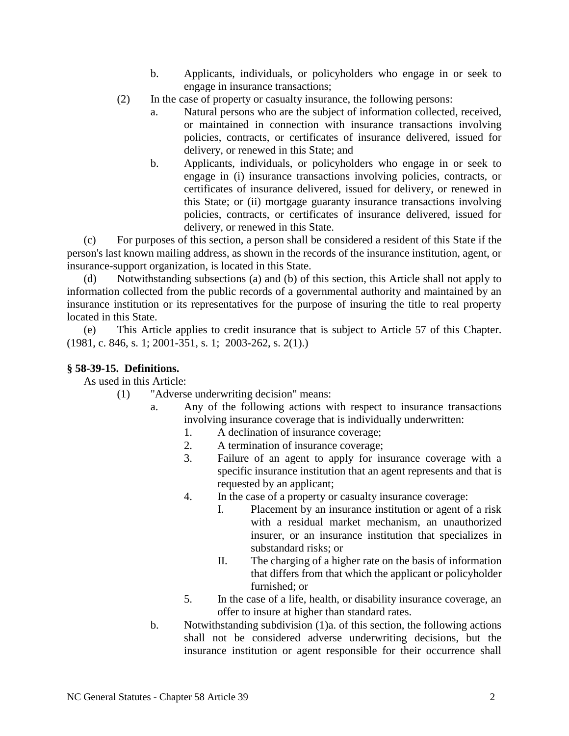b. Applicants, individuals, or policyholders who engage in or seek to engage in insurance transactions;

(2) In the case of property or casualty insurance, the following persons:

a. Natural persons who are the subject of information collected, received, or maintained in connection with insurance transactions involving policies, contracts, or certificates of insurance delivered, issued for delivery, or renewed in this State; and

b. Applicants, individuals, or policyholders who engage in or seek to engage in (i) insurance transactions involving policies, contracts, or certificates of insurance delivered, issued for delivery, or renewed in this State; or (ii) mortgage guaranty insurance transactions involving policies, contracts, or certificates of insurance delivered, issued for delivery, or renewed in this State.

(c) For purposes of this section, a person shall be considered a resident of this State if the person's last known mailing address, as shown in the records of the insurance institution, agent, or insurance-support organization, is located in this State.

(d) Notwithstanding subsections (a) and (b) of this section, this Article shall not apply to information collected from the public records of a governmental authority and maintained by an insurance institution or its representatives for the purpose of insuring the title to real property located in this State.

(e) This Article applies to credit insurance that is subject to Article 57 of this Chapter. (1981, c. 846, s. 1; 2001-351, s. 1; 2003-262, s. 2(1).)

### § 58-39-15. Definitions.

As used in this Article:

(1) "Adverse underwriting decision" means:

a. Any of the following actions with respect to insurance transactions involving insurance coverage that is individually underwritten:

1. A declination of insurance coverage;
2. A termination of insurance coverage;
3. Failure of an agent to apply for insurance coverage with a specific insurance institution that an agent represents and that is requested by an applicant;
4. In the case of a property or casualty insurance coverage:

   I. Placement by an insurance institution or agent of a risk with a residual market mechanism, an unauthorized insurer, or an insurance institution that specializes in substandard risks; or

   II. The charging of a higher rate on the basis of information that differs from that which the applicant or policyholder furnished; or

5. In the case of a life, health, or disability insurance coverage, an offer to insure at higher than standard rates.

b. Notwithstanding subdivision (1)a. of this section, the following actions shall not be considered adverse underwriting decisions, but the insurance institution or agent responsible for their occurrence shall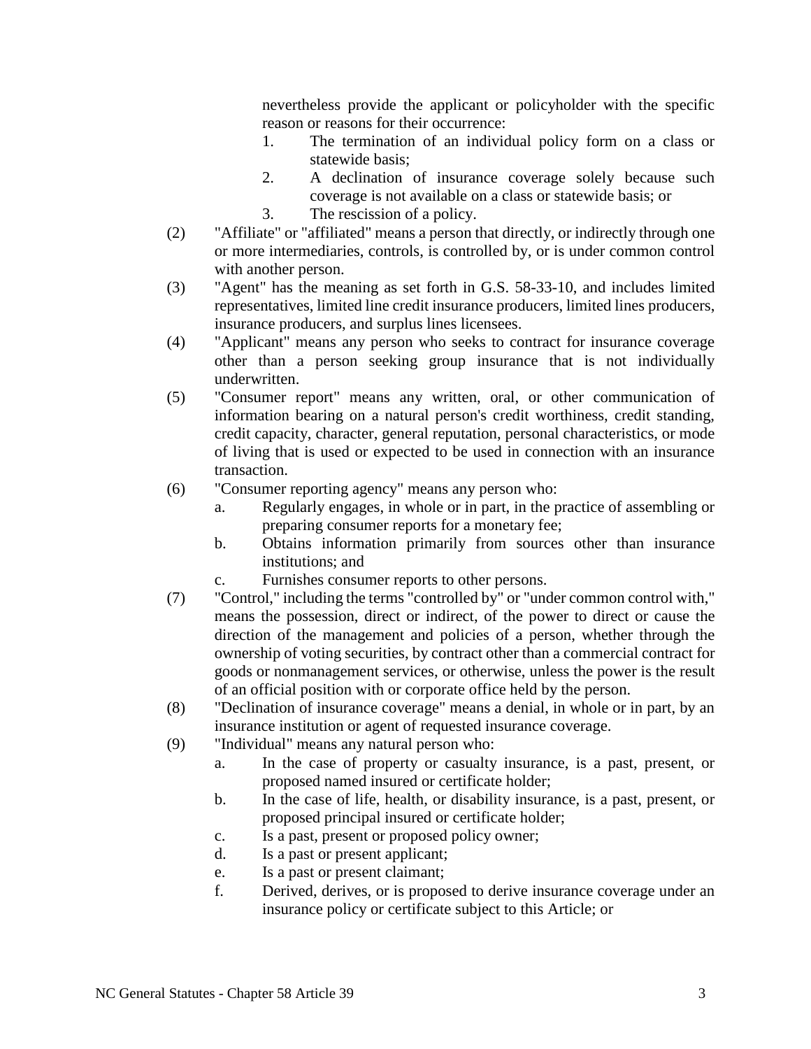nevertheless provide the applicant or policyholder with the specific reason or reasons for their occurrence:

1. The termination of an individual policy form on a class or statewide basis;
2. A declination of insurance coverage solely because such coverage is not available on a class or statewide basis; or
3. The rescission of a policy.

(2) "Affiliate" or "affiliated" means a person that directly, or indirectly through one or more intermediaries, controls, is controlled by, or is under common control with another person.

(3) "Agent" has the meaning as set forth in G.S. 58-33-10, and includes limited representatives, limited line credit insurance producers, limited lines producers, insurance producers, and surplus lines licensees.

(4) "Applicant" means any person who seeks to contract for insurance coverage other than a person seeking group insurance that is not individually underwritten.

(5) "Consumer report" means any written, oral, or other communication of information bearing on a natural person's credit worthiness, credit standing, credit capacity, character, general reputation, personal characteristics, or mode of living that is used or expected to be used in connection with an insurance transaction.

(6) "Consumer reporting agency" means any person who:

a. Regularly engages, in whole or in part, in the practice of assembling or preparing consumer reports for a monetary fee;
b. Obtains information primarily from sources other than insurance institutions; and
c. Furnishes consumer reports to other persons.

(7) "Control," including the terms "controlled by" or "under common control with," means the possession, direct or indirect, of the power to direct or cause the direction of the management and policies of a person, whether through the ownership of voting securities, by contract other than a commercial contract for goods or nonmanagement services, or otherwise, unless the power is the result of an official position with or corporate office held by the person.

(8) "Declination of insurance coverage" means a denial, in whole or in part, by an insurance institution or agent of requested insurance coverage.

(9) "Individual" means any natural person who:

a. In the case of property or casualty insurance, is a past, present, or proposed named insured or certificate holder;
b. In the case of life, health, or disability insurance, is a past, present, or proposed principal insured or certificate holder;
c. Is a past, present or proposed policy owner;
d. Is a past or present applicant;
e. Is a past or present claimant;
f. Derived, derives, or is proposed to derive insurance coverage under an insurance policy or certificate subject to this Article; or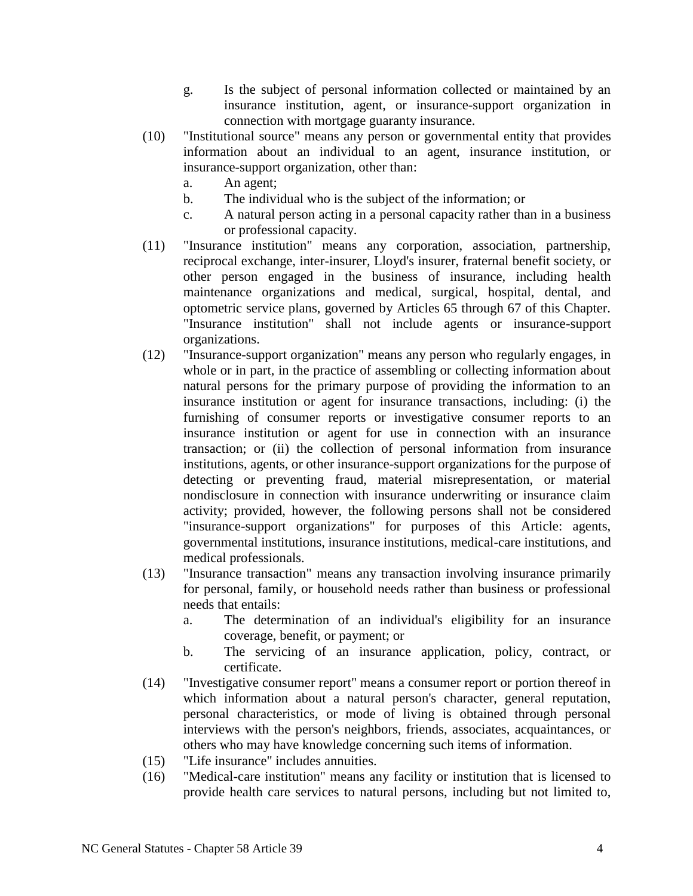g. Is the subject of personal information collected or maintained by an insurance institution, agent, or insurance-support organization in connection with mortgage guaranty insurance.

(10) "Institutional source" means any person or governmental entity that provides information about an individual to an agent, insurance institution, or insurance-support organization, other than:

a. An agent;

b. The individual who is the subject of the information; or

c. A natural person acting in a personal capacity rather than in a business or professional capacity.

(11) "Insurance institution" means any corporation, association, partnership, reciprocal exchange, inter-insurer, Lloyd's insurer, fraternal benefit society, or other person engaged in the business of insurance, including health maintenance organizations and medical, surgical, hospital, dental, and optometric service plans, governed by Articles 65 through 67 of this Chapter. "Insurance institution" shall not include agents or insurance-support organizations.

(12) "Insurance-support organization" means any person who regularly engages, in whole or in part, in the practice of assembling or collecting information about natural persons for the primary purpose of providing the information to an insurance institution or agent for insurance transactions, including: (i) the furnishing of consumer reports or investigative consumer reports to an insurance institution or agent for use in connection with an insurance transaction; or (ii) the collection of personal information from insurance institutions, agents, or other insurance-support organizations for the purpose of detecting or preventing fraud, material misrepresentation, or material nondisclosure in connection with insurance underwriting or insurance claim activity; provided, however, the following persons shall not be considered "insurance-support organizations" for purposes of this Article: agents, governmental institutions, insurance institutions, medical-care institutions, and medical professionals.

(13) "Insurance transaction" means any transaction involving insurance primarily for personal, family, or household needs rather than business or professional needs that entails:

a. The determination of an individual's eligibility for an insurance coverage, benefit, or payment; or

b. The servicing of an insurance application, policy, contract, or certificate.

(14) "Investigative consumer report" means a consumer report or portion thereof in which information about a natural person's character, general reputation, personal characteristics, or mode of living is obtained through personal interviews with the person's neighbors, friends, associates, acquaintances, or others who may have knowledge concerning such items of information.

(15) "Life insurance" includes annuities.

(16) "Medical-care institution" means any facility or institution that is licensed to provide health care services to natural persons, including but not limited to,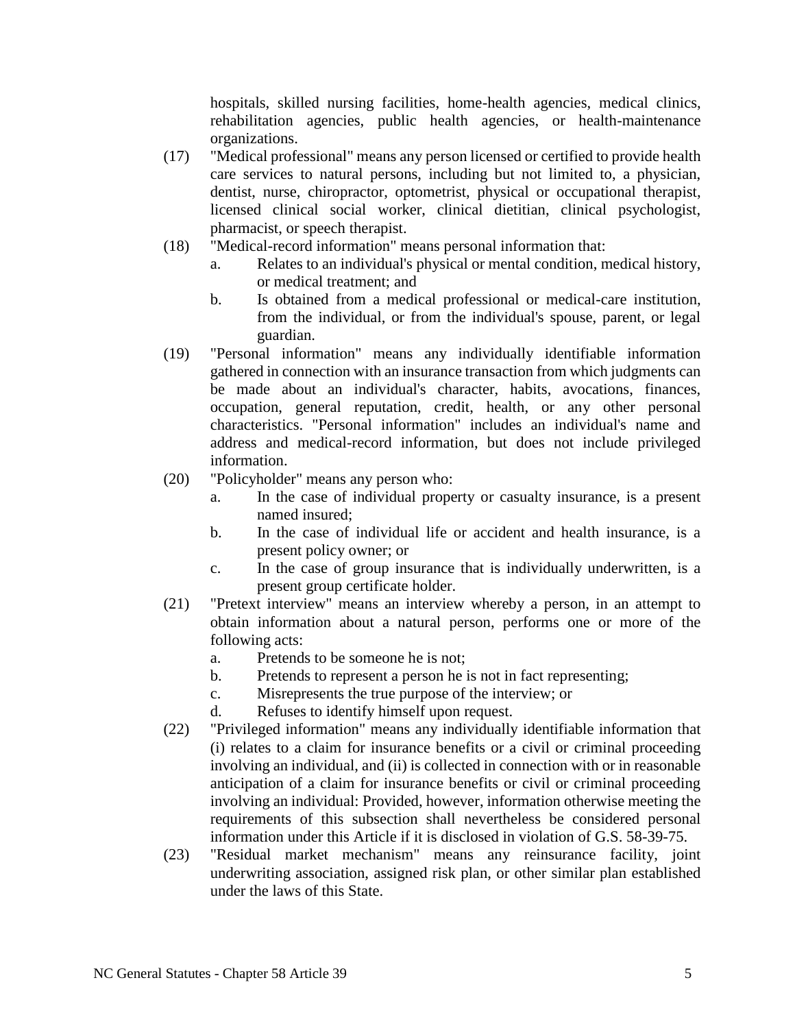hospitals, skilled nursing facilities, home-health agencies, medical clinics, rehabilitation agencies, public health agencies, or health-maintenance organizations.

(17) "Medical professional" means any person licensed or certified to provide health care services to natural persons, including but not limited to, a physician, dentist, nurse, chiropractor, optometrist, physical or occupational therapist, licensed clinical social worker, clinical dietitian, clinical psychologist, pharmacist, or speech therapist.

(18) "Medical-record information" means personal information that:

a. Relates to an individual's physical or mental condition, medical history, or medical treatment; and
b. Is obtained from a medical professional or medical-care institution, from the individual, or from the individual's spouse, parent, or legal guardian.

(19) "Personal information" means any individually identifiable information gathered in connection with an insurance transaction from which judgments can be made about an individual's character, habits, avocations, finances, occupation, general reputation, credit, health, or any other personal characteristics. "Personal information" includes an individual's name and address and medical-record information, but does not include privileged information.

(20) "Policyholder" means any person who:

a. In the case of individual property or casualty insurance, is a present named insured;
b. In the case of individual life or accident and health insurance, is a present policy owner; or
c. In the case of group insurance that is individually underwritten, is a present group certificate holder.

(21) "Pretext interview" means an interview whereby a person, in an attempt to obtain information about a natural person, performs one or more of the following acts:

a. Pretends to be someone he is not;
b. Pretends to represent a person he is not in fact representing;
c. Misrepresents the true purpose of the interview; or
d. Refuses to identify himself upon request.

(22) "Privileged information" means any individually identifiable information that (i) relates to a claim for insurance benefits or a civil or criminal proceeding involving an individual, and (ii) is collected in connection with or in reasonable anticipation of a claim for insurance benefits or civil or criminal proceeding involving an individual: Provided, however, information otherwise meeting the requirements of this subsection shall nevertheless be considered personal information under this Article if it is disclosed in violation of G.S. 58-39-75.

(23) "Residual market mechanism" means any reinsurance facility, joint underwriting association, assigned risk plan, or other similar plan established under the laws of this State.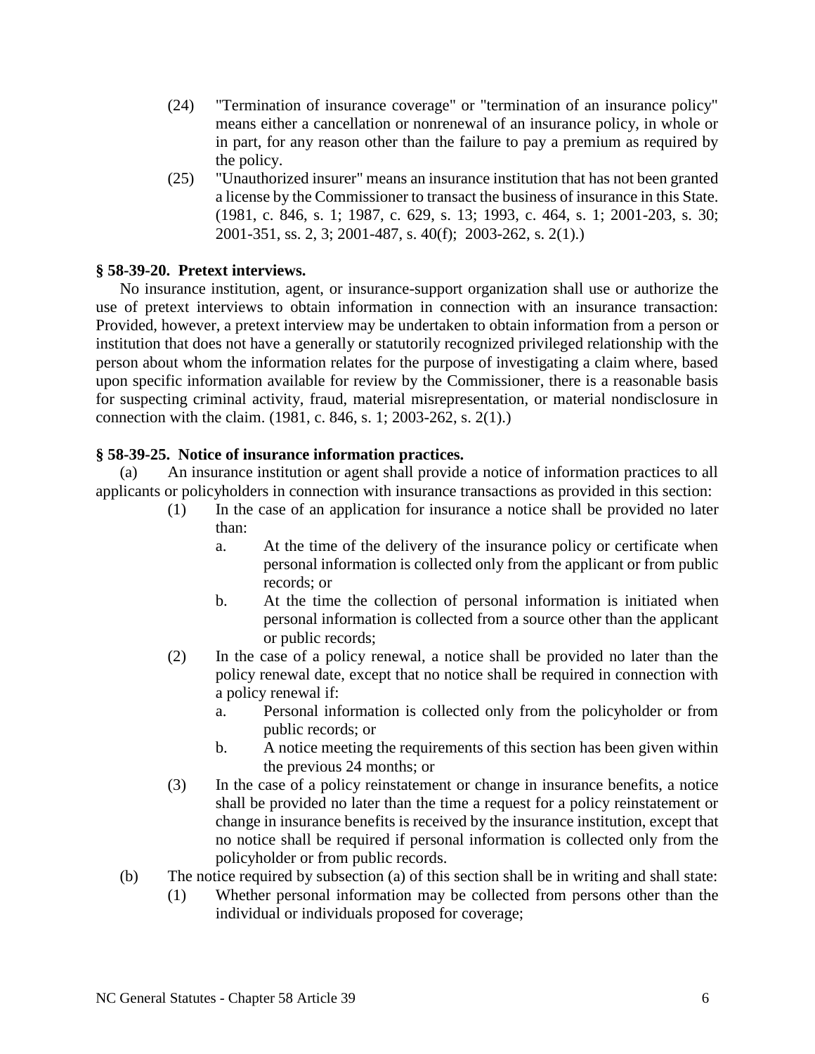(24) "Termination of insurance coverage" or "termination of an insurance policy" means either a cancellation or nonrenewal of an insurance policy, in whole or in part, for any reason other than the failure to pay a premium as required by the policy.

(25) "Unauthorized insurer" means an insurance institution that has not been granted a license by the Commissioner to transact the business of insurance in this State. (1981, c. 846, s. 1; 1987, c. 629, s. 13; 1993, c. 464, s. 1; 2001-203, s. 30; 2001-351, ss. 2, 3; 2001-487, s. 40(f); 2003-262, s. 2(1).)

### § 58-39-20. Pretext interviews.

No insurance institution, agent, or insurance-support organization shall use or authorize the use of pretext interviews to obtain information in connection with an insurance transaction: Provided, however, a pretext interview may be undertaken to obtain information from a person or institution that does not have a generally or statutorily recognized privileged relationship with the person about whom the information relates for the purpose of investigating a claim where, based upon specific information available for review by the Commissioner, there is a reasonable basis for suspecting criminal activity, fraud, material misrepresentation, or material nondisclosure in connection with the claim. (1981, c. 846, s. 1; 2003-262, s. 2(1).)

### § 58-39-25. Notice of insurance information practices.

(a) An insurance institution or agent shall provide a notice of information practices to all applicants or policyholders in connection with insurance transactions as provided in this section:

(1) In the case of an application for insurance a notice shall be provided no later than:

a. At the time of the delivery of the insurance policy or certificate when personal information is collected only from the applicant or from public records; or

b. At the time the collection of personal information is initiated when personal information is collected from a source other than the applicant or public records;

(2) In the case of a policy renewal, a notice shall be provided no later than the policy renewal date, except that no notice shall be required in connection with a policy renewal if:

a. Personal information is collected only from the policyholder or from public records; or

b. A notice meeting the requirements of this section has been given within the previous 24 months; or

(3) In the case of a policy reinstatement or change in insurance benefits, a notice shall be provided no later than the time a request for a policy reinstatement or change in insurance benefits is received by the insurance institution, except that no notice shall be required if personal information is collected only from the policyholder or from public records.

(b) The notice required by subsection (a) of this section shall be in writing and shall state:

(1) Whether personal information may be collected from persons other than the individual or individuals proposed for coverage;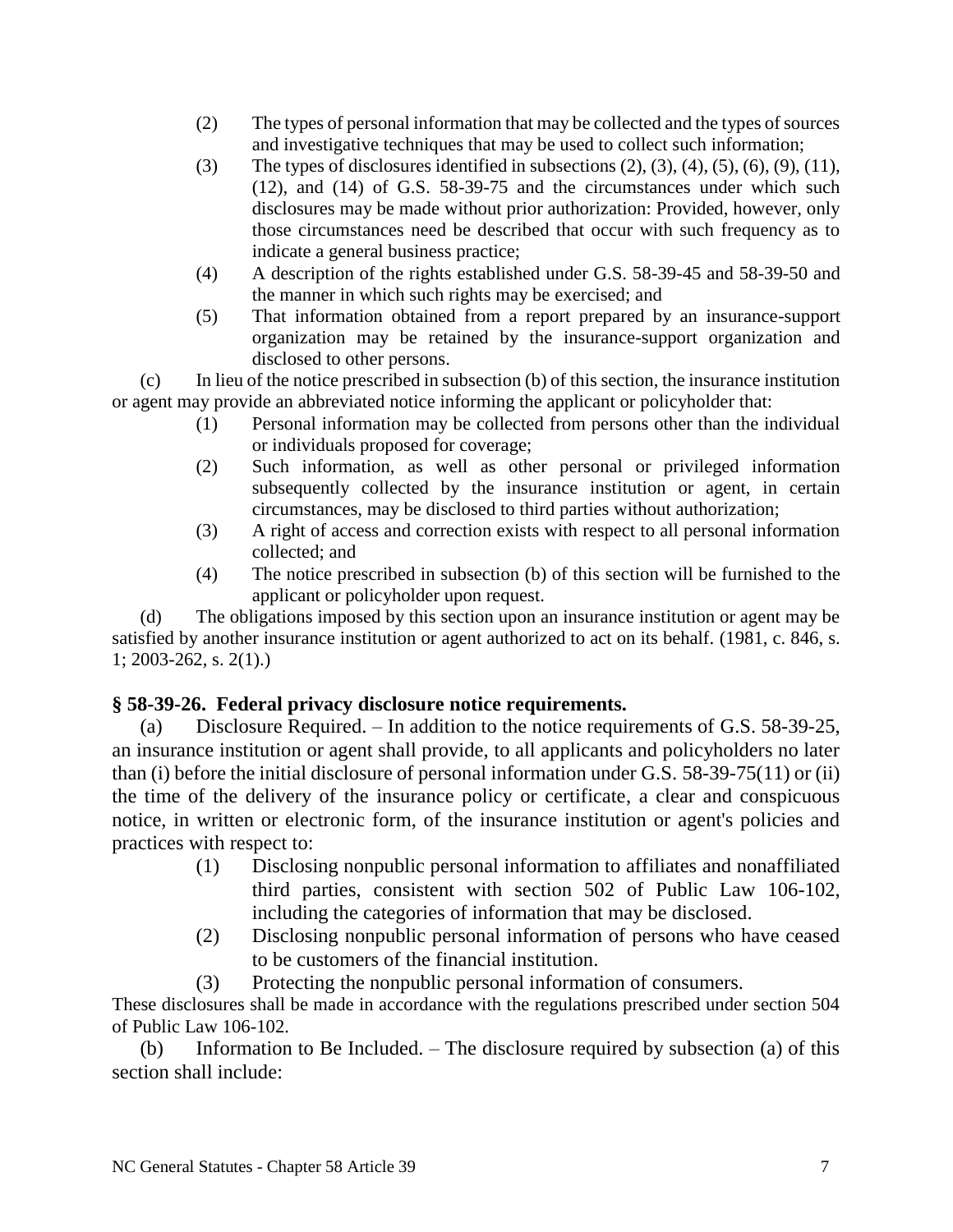(2) The types of personal information that may be collected and the types of sources and investigative techniques that may be used to collect such information;

(3) The types of disclosures identified in subsections (2), (3), (4), (5), (6), (9), (11), (12), and (14) of G.S. 58-39-75 and the circumstances under which such disclosures may be made without prior authorization: Provided, however, only those circumstances need be described that occur with such frequency as to indicate a general business practice;

(4) A description of the rights established under G.S. 58-39-45 and 58-39-50 and the manner in which such rights may be exercised; and

(5) That information obtained from a report prepared by an insurance-support organization may be retained by the insurance-support organization and disclosed to other persons.

(c) In lieu of the notice prescribed in subsection (b) of this section, the insurance institution or agent may provide an abbreviated notice informing the applicant or policyholder that:

(1) Personal information may be collected from persons other than the individual or individuals proposed for coverage;

(2) Such information, as well as other personal or privileged information subsequently collected by the insurance institution or agent, in certain circumstances, may be disclosed to third parties without authorization;

(3) A right of access and correction exists with respect to all personal information collected; and

(4) The notice prescribed in subsection (b) of this section will be furnished to the applicant or policyholder upon request.

(d) The obligations imposed by this section upon an insurance institution or agent may be satisfied by another insurance institution or agent authorized to act on its behalf. (1981, c. 846, s. 1; 2003-262, s. 2(1).)

### § 58-39-26. Federal privacy disclosure notice requirements.

(a) Disclosure Required. – In addition to the notice requirements of G.S. 58-39-25, an insurance institution or agent shall provide, to all applicants and policyholders no later than (i) before the initial disclosure of personal information under G.S. 58-39-75(11) or (ii) the time of the delivery of the insurance policy or certificate, a clear and conspicuous notice, in written or electronic form, of the insurance institution or agent's policies and practices with respect to:

(1) Disclosing nonpublic personal information to affiliates and nonaffiliated third parties, consistent with section 502 of Public Law 106-102, including the categories of information that may be disclosed.

(2) Disclosing nonpublic personal information of persons who have ceased to be customers of the financial institution.

(3) Protecting the nonpublic personal information of consumers.

These disclosures shall be made in accordance with the regulations prescribed under section 504 of Public Law 106-102.

(b) Information to Be Included. – The disclosure required by subsection (a) of this section shall include: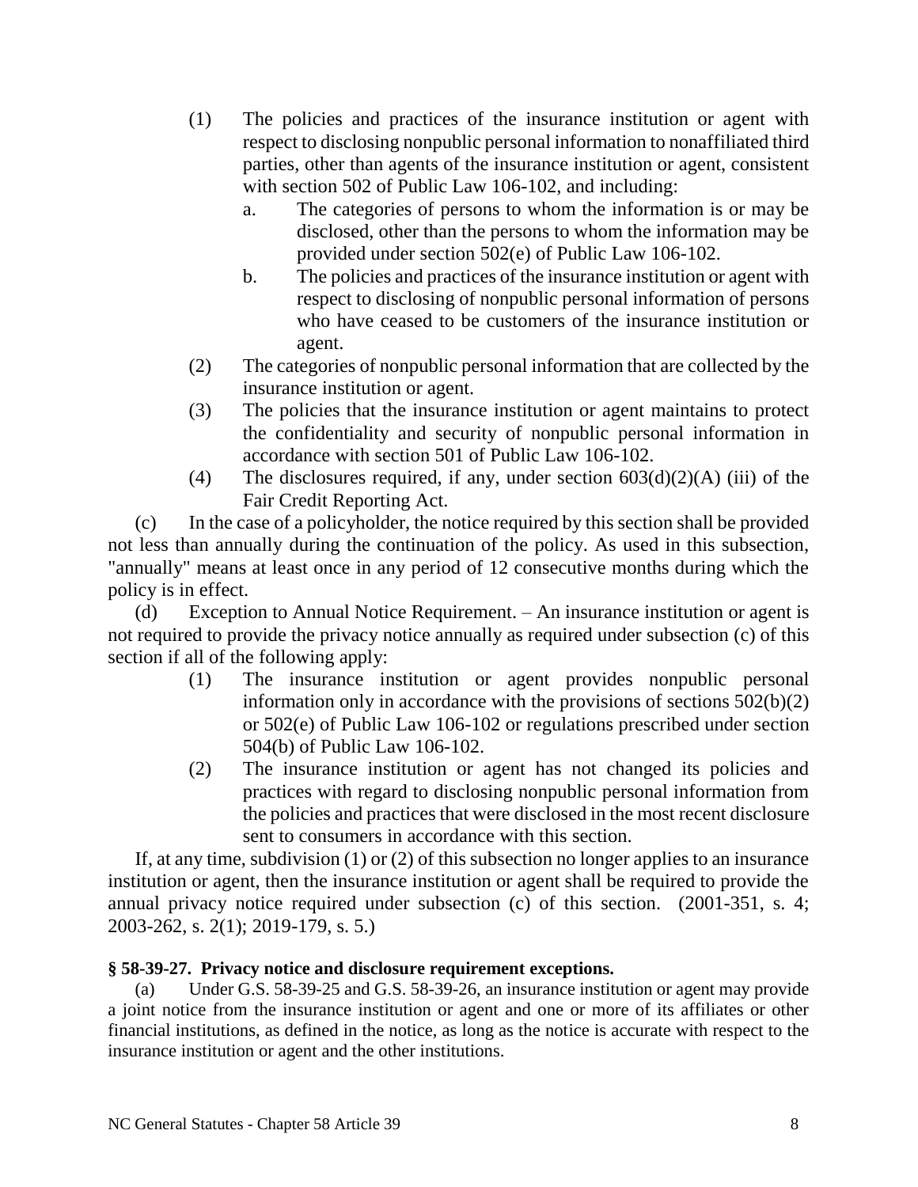(1) The policies and practices of the insurance institution or agent with respect to disclosing nonpublic personal information to nonaffiliated third parties, other than agents of the insurance institution or agent, consistent with section 502 of Public Law 106-102, and including:

  a. The categories of persons to whom the information is or may be disclosed, other than the persons to whom the information may be provided under section 502(e) of Public Law 106-102.

  b. The policies and practices of the insurance institution or agent with respect to disclosing of nonpublic personal information of persons who have ceased to be customers of the insurance institution or agent.

(2) The categories of nonpublic personal information that are collected by the insurance institution or agent.

(3) The policies that the insurance institution or agent maintains to protect the confidentiality and security of nonpublic personal information in accordance with section 501 of Public Law 106-102.

(4) The disclosures required, if any, under section 603(d)(2)(A) (iii) of the Fair Credit Reporting Act.

(c) In the case of a policyholder, the notice required by this section shall be provided not less than annually during the continuation of the policy. As used in this subsection, "annually" means at least once in any period of 12 consecutive months during which the policy is in effect.

(d) Exception to Annual Notice Requirement. – An insurance institution or agent is not required to provide the privacy notice annually as required under subsection (c) of this section if all of the following apply:

(1) The insurance institution or agent provides nonpublic personal information only in accordance with the provisions of sections 502(b)(2) or 502(e) of Public Law 106-102 or regulations prescribed under section 504(b) of Public Law 106-102.

(2) The insurance institution or agent has not changed its policies and practices with regard to disclosing nonpublic personal information from the policies and practices that were disclosed in the most recent disclosure sent to consumers in accordance with this section.

If, at any time, subdivision (1) or (2) of this subsection no longer applies to an insurance institution or agent, then the insurance institution or agent shall be required to provide the annual privacy notice required under subsection (c) of this section. (2001-351, s. 4; 2003-262, s. 2(1); 2019-179, s. 5.)

**§ 58-39-27. Privacy notice and disclosure requirement exceptions.**

(a) Under G.S. 58-39-25 and G.S. 58-39-26, an insurance institution or agent may provide a joint notice from the insurance institution or agent and one or more of its affiliates or other financial institutions, as defined in the notice, as long as the notice is accurate with respect to the insurance institution or agent and the other institutions.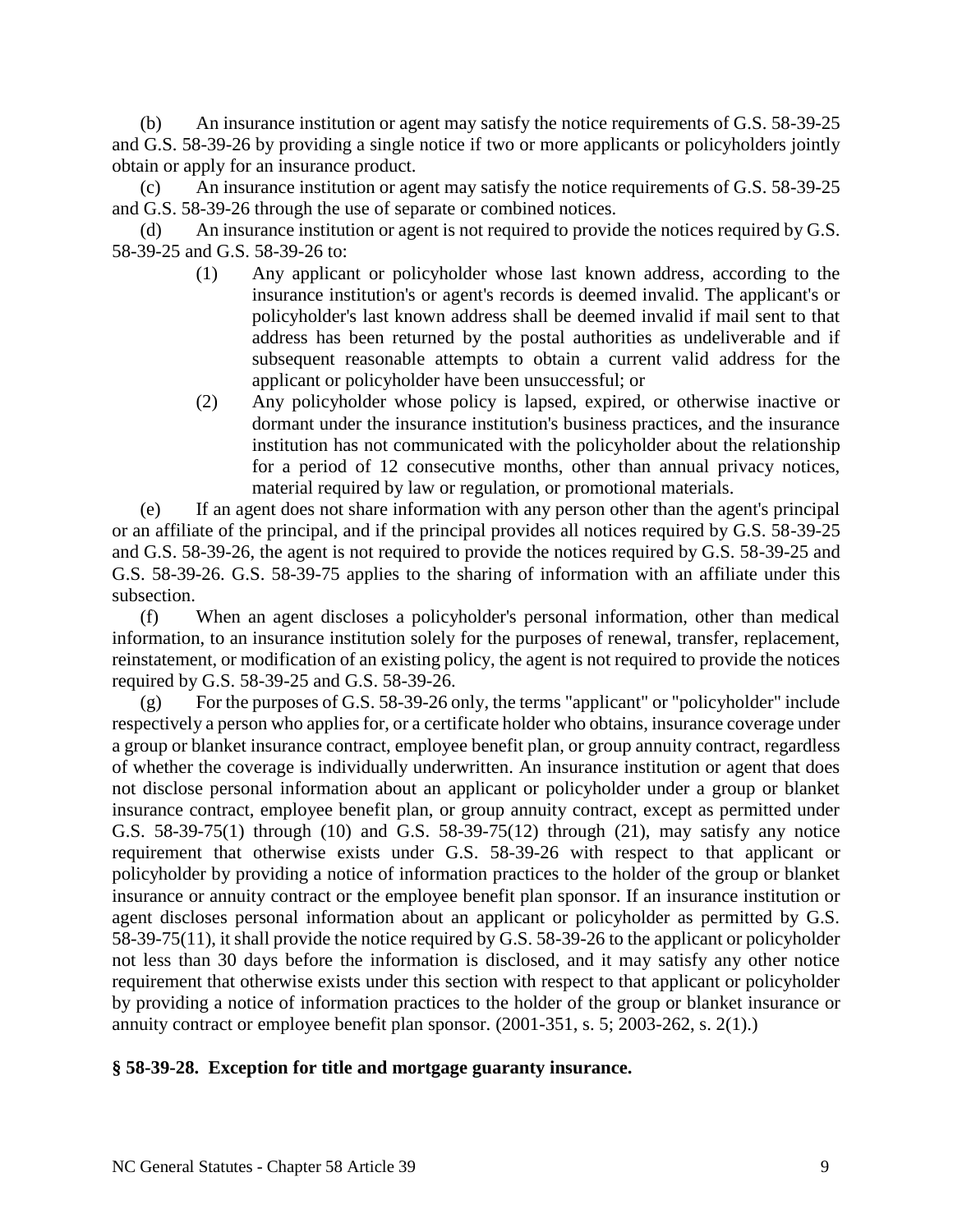(b) An insurance institution or agent may satisfy the notice requirements of G.S. 58-39-25 and G.S. 58-39-26 by providing a single notice if two or more applicants or policyholders jointly obtain or apply for an insurance product.

(c) An insurance institution or agent may satisfy the notice requirements of G.S. 58-39-25 and G.S. 58-39-26 through the use of separate or combined notices.

(d) An insurance institution or agent is not required to provide the notices required by G.S. 58-39-25 and G.S. 58-39-26 to:

(1) Any applicant or policyholder whose last known address, according to the insurance institution's or agent's records is deemed invalid. The applicant's or policyholder's last known address shall be deemed invalid if mail sent to that address has been returned by the postal authorities as undeliverable and if subsequent reasonable attempts to obtain a current valid address for the applicant or policyholder have been unsuccessful; or

(2) Any policyholder whose policy is lapsed, expired, or otherwise inactive or dormant under the insurance institution's business practices, and the insurance institution has not communicated with the policyholder about the relationship for a period of 12 consecutive months, other than annual privacy notices, material required by law or regulation, or promotional materials.

(e) If an agent does not share information with any person other than the agent's principal or an affiliate of the principal, and if the principal provides all notices required by G.S. 58-39-25 and G.S. 58-39-26, the agent is not required to provide the notices required by G.S. 58-39-25 and G.S. 58-39-26. G.S. 58-39-75 applies to the sharing of information with an affiliate under this subsection.

(f) When an agent discloses a policyholder's personal information, other than medical information, to an insurance institution solely for the purposes of renewal, transfer, replacement, reinstatement, or modification of an existing policy, the agent is not required to provide the notices required by G.S. 58-39-25 and G.S. 58-39-26.

(g) For the purposes of G.S. 58-39-26 only, the terms "applicant" or "policyholder" include respectively a person who applies for, or a certificate holder who obtains, insurance coverage under a group or blanket insurance contract, employee benefit plan, or group annuity contract, regardless of whether the coverage is individually underwritten. An insurance institution or agent that does not disclose personal information about an applicant or policyholder under a group or blanket insurance contract, employee benefit plan, or group annuity contract, except as permitted under G.S. 58-39-75(1) through (10) and G.S. 58-39-75(12) through (21), may satisfy any notice requirement that otherwise exists under G.S. 58-39-26 with respect to that applicant or policyholder by providing a notice of information practices to the holder of the group or blanket insurance or annuity contract or the employee benefit plan sponsor. If an insurance institution or agent discloses personal information about an applicant or policyholder as permitted by G.S. 58-39-75(11), it shall provide the notice required by G.S. 58-39-26 to the applicant or policyholder not less than 30 days before the information is disclosed, and it may satisfy any other notice requirement that otherwise exists under this section with respect to that applicant or policyholder by providing a notice of information practices to the holder of the group or blanket insurance or annuity contract or employee benefit plan sponsor. (2001-351, s. 5; 2003-262, s. 2(1).)

**§ 58-39-28. Exception for title and mortgage guaranty insurance.**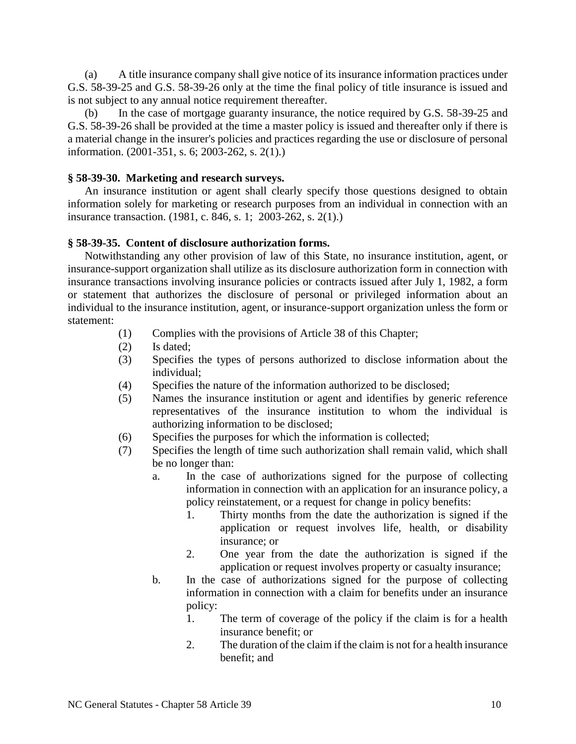(a) A title insurance company shall give notice of its insurance information practices under G.S. 58-39-25 and G.S. 58-39-26 only at the time the final policy of title insurance is issued and is not subject to any annual notice requirement thereafter.

(b) In the case of mortgage guaranty insurance, the notice required by G.S. 58-39-25 and G.S. 58-39-26 shall be provided at the time a master policy is issued and thereafter only if there is a material change in the insurer's policies and practices regarding the use or disclosure of personal information. (2001-351, s. 6; 2003-262, s. 2(1).)

### § 58-39-30. Marketing and research surveys.

An insurance institution or agent shall clearly specify those questions designed to obtain information solely for marketing or research purposes from an individual in connection with an insurance transaction. (1981, c. 846, s. 1; 2003-262, s. 2(1).)

### § 58-39-35. Content of disclosure authorization forms.

Notwithstanding any other provision of law of this State, no insurance institution, agent, or insurance-support organization shall utilize as its disclosure authorization form in connection with insurance transactions involving insurance policies or contracts issued after July 1, 1982, a form or statement that authorizes the disclosure of personal or privileged information about an individual to the insurance institution, agent, or insurance-support organization unless the form or statement:

- (1) Complies with the provisions of Article 38 of this Chapter;
- (2) Is dated;
- (3) Specifies the types of persons authorized to disclose information about the individual;
- (4) Specifies the nature of the information authorized to be disclosed;
- (5) Names the insurance institution or agent and identifies by generic reference representatives of the insurance institution to whom the individual is authorizing information to be disclosed;
- (6) Specifies the purposes for which the information is collected;
- (7) Specifies the length of time such authorization shall remain valid, which shall be no longer than:
  - a. In the case of authorizations signed for the purpose of collecting information in connection with an application for an insurance policy, a policy reinstatement, or a request for change in policy benefits:
    - 1. Thirty months from the date the authorization is signed if the application or request involves life, health, or disability insurance; or
    - 2. One year from the date the authorization is signed if the application or request involves property or casualty insurance;
  - b. In the case of authorizations signed for the purpose of collecting information in connection with a claim for benefits under an insurance policy:
    - 1. The term of coverage of the policy if the claim is for a health insurance benefit; or
    - 2. The duration of the claim if the claim is not for a health insurance benefit; and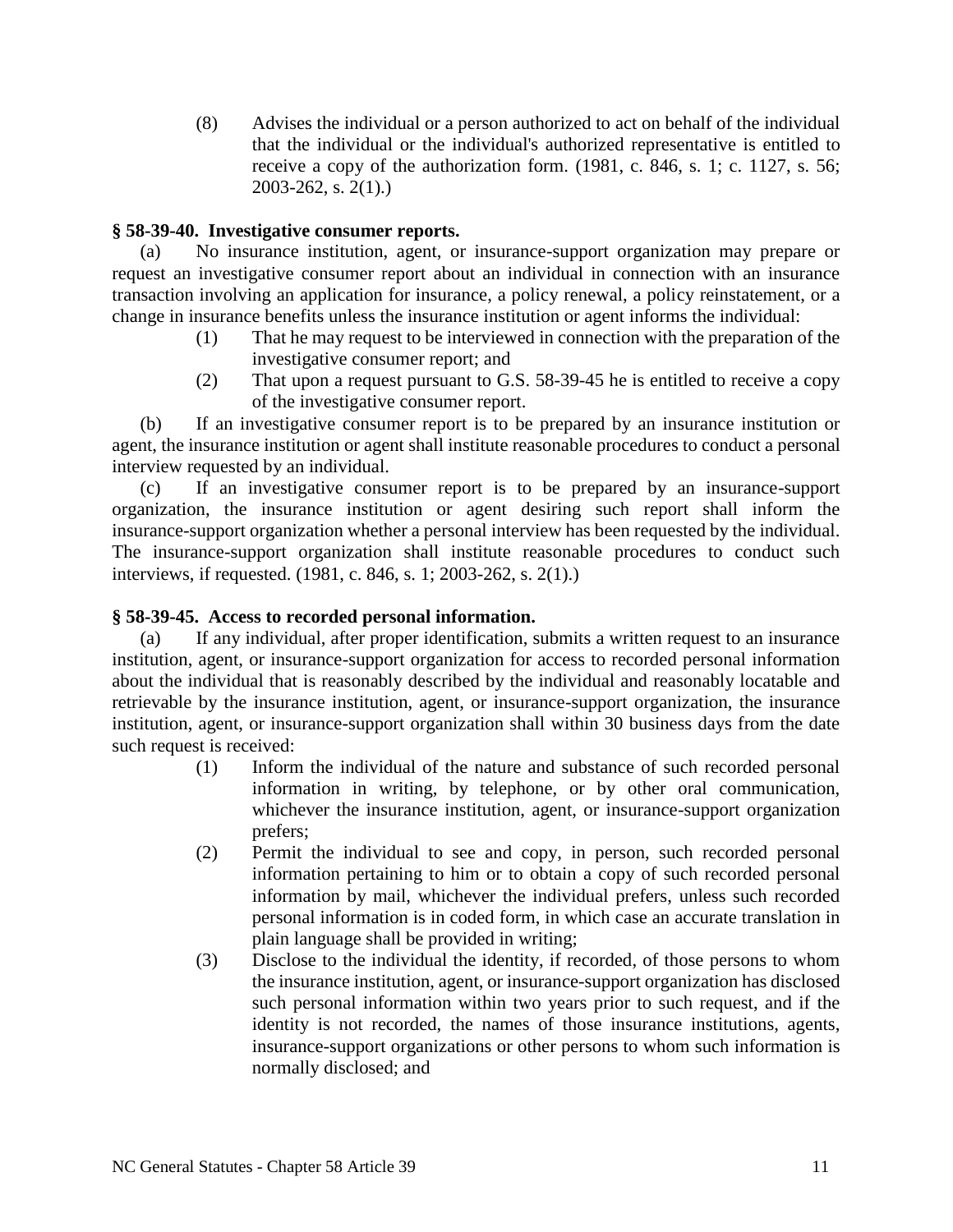(8) Advises the individual or a person authorized to act on behalf of the individual that the individual or the individual's authorized representative is entitled to receive a copy of the authorization form. (1981, c. 846, s. 1; c. 1127, s. 56; 2003-262, s. 2(1).)

**§ 58-39-40. Investigative consumer reports.**

(a) No insurance institution, agent, or insurance-support organization may prepare or request an investigative consumer report about an individual in connection with an insurance transaction involving an application for insurance, a policy renewal, a policy reinstatement, or a change in insurance benefits unless the insurance institution or agent informs the individual:

(1) That he may request to be interviewed in connection with the preparation of the investigative consumer report; and

(2) That upon a request pursuant to G.S. 58-39-45 he is entitled to receive a copy of the investigative consumer report.

(b) If an investigative consumer report is to be prepared by an insurance institution or agent, the insurance institution or agent shall institute reasonable procedures to conduct a personal interview requested by an individual.

(c) If an investigative consumer report is to be prepared by an insurance-support organization, the insurance institution or agent desiring such report shall inform the insurance-support organization whether a personal interview has been requested by the individual. The insurance-support organization shall institute reasonable procedures to conduct such interviews, if requested. (1981, c. 846, s. 1; 2003-262, s. 2(1).)

**§ 58-39-45. Access to recorded personal information.**

(a) If any individual, after proper identification, submits a written request to an insurance institution, agent, or insurance-support organization for access to recorded personal information about the individual that is reasonably described by the individual and reasonably locatable and retrievable by the insurance institution, agent, or insurance-support organization, the insurance institution, agent, or insurance-support organization shall within 30 business days from the date such request is received:

(1) Inform the individual of the nature and substance of such recorded personal information in writing, by telephone, or by other oral communication, whichever the insurance institution, agent, or insurance-support organization prefers;

(2) Permit the individual to see and copy, in person, such recorded personal information pertaining to him or to obtain a copy of such recorded personal information by mail, whichever the individual prefers, unless such recorded personal information is in coded form, in which case an accurate translation in plain language shall be provided in writing;

(3) Disclose to the individual the identity, if recorded, of those persons to whom the insurance institution, agent, or insurance-support organization has disclosed such personal information within two years prior to such request, and if the identity is not recorded, the names of those insurance institutions, agents, insurance-support organizations or other persons to whom such information is normally disclosed; and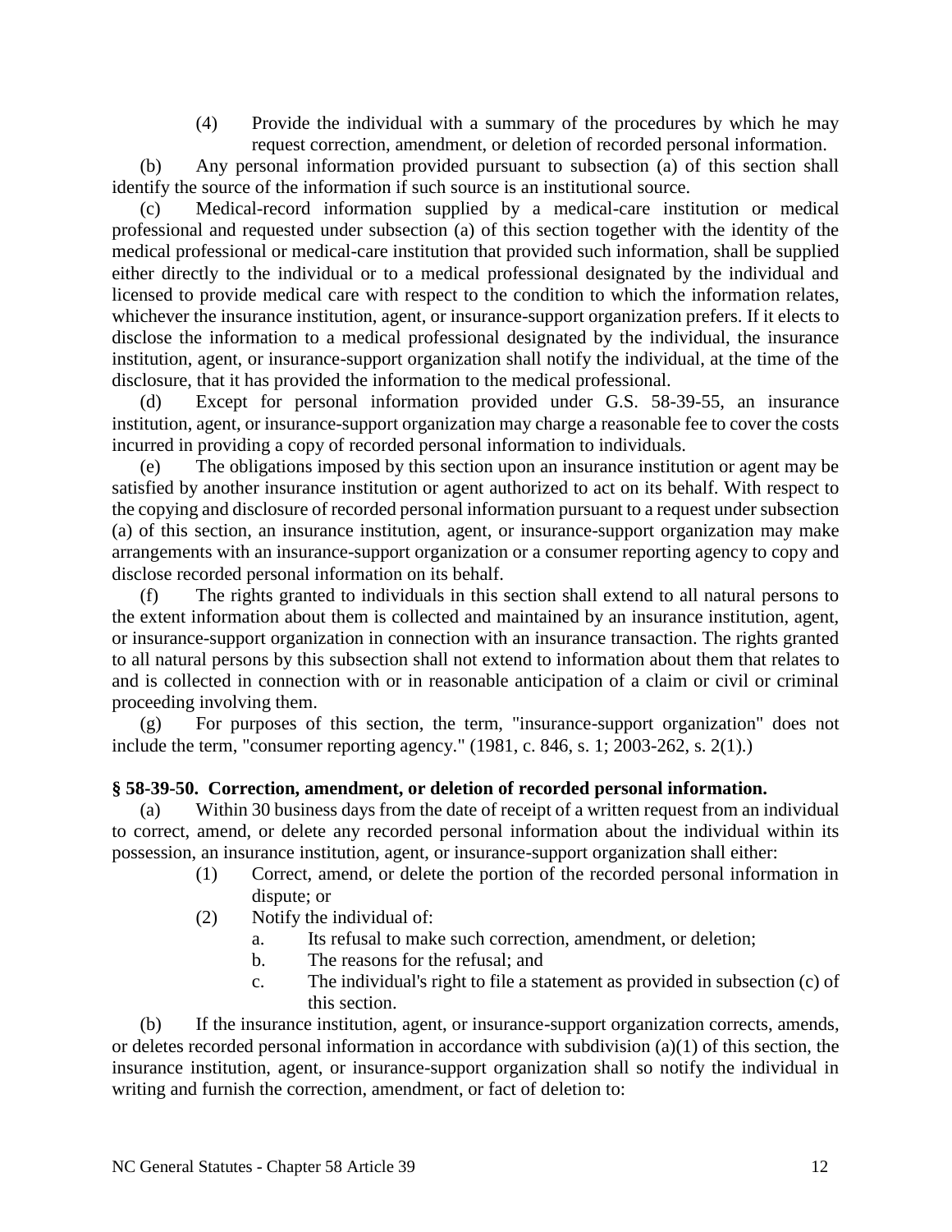(4) Provide the individual with a summary of the procedures by which he may request correction, amendment, or deletion of recorded personal information.

(b) Any personal information provided pursuant to subsection (a) of this section shall identify the source of the information if such source is an institutional source.

(c) Medical-record information supplied by a medical-care institution or medical professional and requested under subsection (a) of this section together with the identity of the medical professional or medical-care institution that provided such information, shall be supplied either directly to the individual or to a medical professional designated by the individual and licensed to provide medical care with respect to the condition to which the information relates, whichever the insurance institution, agent, or insurance-support organization prefers. If it elects to disclose the information to a medical professional designated by the individual, the insurance institution, agent, or insurance-support organization shall notify the individual, at the time of the disclosure, that it has provided the information to the medical professional.

(d) Except for personal information provided under G.S. 58-39-55, an insurance institution, agent, or insurance-support organization may charge a reasonable fee to cover the costs incurred in providing a copy of recorded personal information to individuals.

(e) The obligations imposed by this section upon an insurance institution or agent may be satisfied by another insurance institution or agent authorized to act on its behalf. With respect to the copying and disclosure of recorded personal information pursuant to a request under subsection (a) of this section, an insurance institution, agent, or insurance-support organization may make arrangements with an insurance-support organization or a consumer reporting agency to copy and disclose recorded personal information on its behalf.

(f) The rights granted to individuals in this section shall extend to all natural persons to the extent information about them is collected and maintained by an insurance institution, agent, or insurance-support organization in connection with an insurance transaction. The rights granted to all natural persons by this subsection shall not extend to information about them that relates to and is collected in connection with or in reasonable anticipation of a claim or civil or criminal proceeding involving them.

(g) For purposes of this section, the term, "insurance-support organization" does not include the term, "consumer reporting agency." (1981, c. 846, s. 1; 2003-262, s. 2(1).)

**§ 58-39-50. Correction, amendment, or deletion of recorded personal information.**

(a) Within 30 business days from the date of receipt of a written request from an individual to correct, amend, or delete any recorded personal information about the individual within its possession, an insurance institution, agent, or insurance-support organization shall either:

(1) Correct, amend, or delete the portion of the recorded personal information in dispute; or

(2) Notify the individual of:

a. Its refusal to make such correction, amendment, or deletion;

b. The reasons for the refusal; and

c. The individual's right to file a statement as provided in subsection (c) of this section.

(b) If the insurance institution, agent, or insurance-support organization corrects, amends, or deletes recorded personal information in accordance with subdivision (a)(1) of this section, the insurance institution, agent, or insurance-support organization shall so notify the individual in writing and furnish the correction, amendment, or fact of deletion to: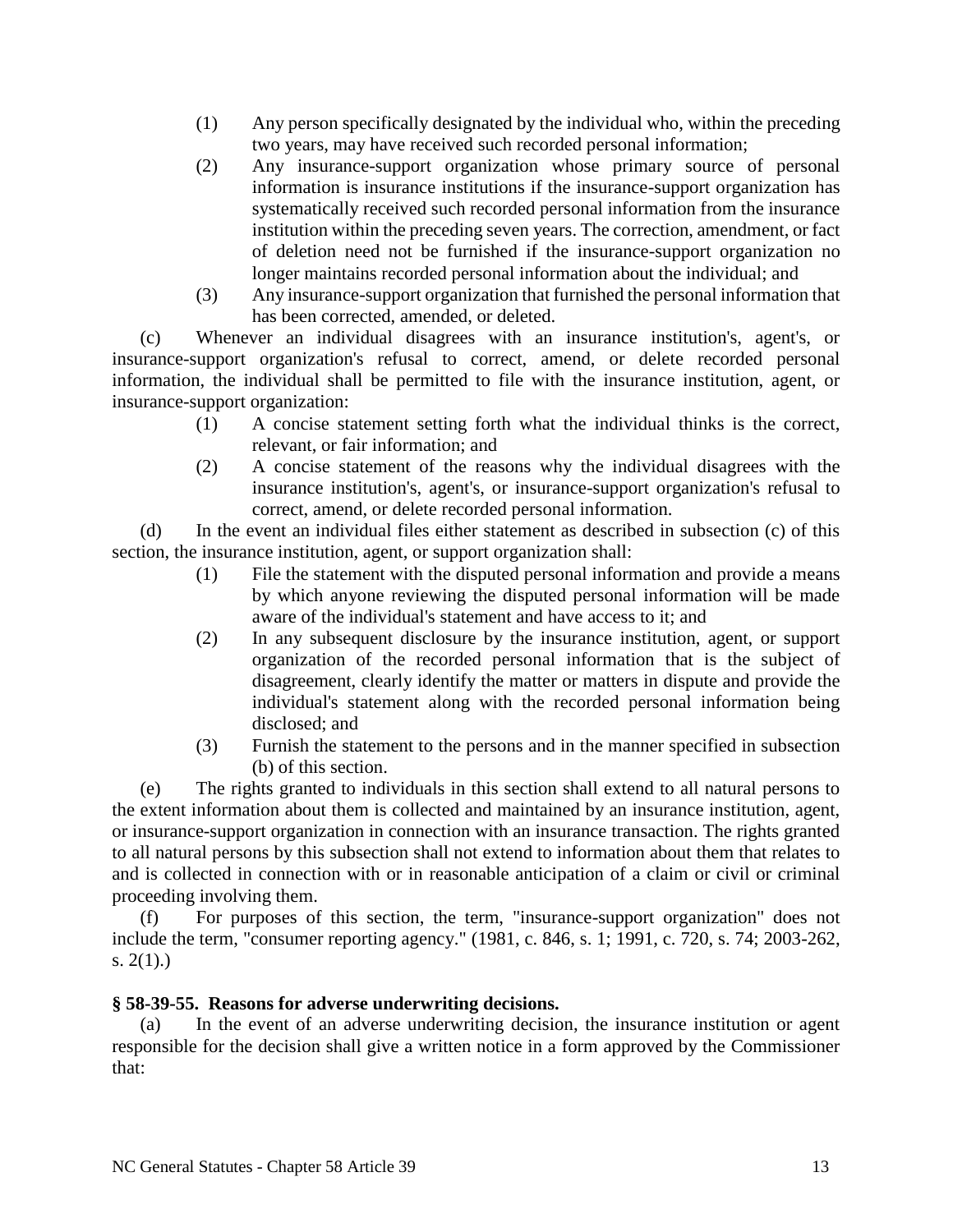(1) Any person specifically designated by the individual who, within the preceding two years, may have received such recorded personal information;

(2) Any insurance-support organization whose primary source of personal information is insurance institutions if the insurance-support organization has systematically received such recorded personal information from the insurance institution within the preceding seven years. The correction, amendment, or fact of deletion need not be furnished if the insurance-support organization no longer maintains recorded personal information about the individual; and

(3) Any insurance-support organization that furnished the personal information that has been corrected, amended, or deleted.

(c) Whenever an individual disagrees with an insurance institution's, agent's, or insurance-support organization's refusal to correct, amend, or delete recorded personal information, the individual shall be permitted to file with the insurance institution, agent, or insurance-support organization:

(1) A concise statement setting forth what the individual thinks is the correct, relevant, or fair information; and

(2) A concise statement of the reasons why the individual disagrees with the insurance institution's, agent's, or insurance-support organization's refusal to correct, amend, or delete recorded personal information.

(d) In the event an individual files either statement as described in subsection (c) of this section, the insurance institution, agent, or support organization shall:

(1) File the statement with the disputed personal information and provide a means by which anyone reviewing the disputed personal information will be made aware of the individual's statement and have access to it; and

(2) In any subsequent disclosure by the insurance institution, agent, or support organization of the recorded personal information that is the subject of disagreement, clearly identify the matter or matters in dispute and provide the individual's statement along with the recorded personal information being disclosed; and

(3) Furnish the statement to the persons and in the manner specified in subsection (b) of this section.

(e) The rights granted to individuals in this section shall extend to all natural persons to the extent information about them is collected and maintained by an insurance institution, agent, or insurance-support organization in connection with an insurance transaction. The rights granted to all natural persons by this subsection shall not extend to information about them that relates to and is collected in connection with or in reasonable anticipation of a claim or civil or criminal proceeding involving them.

(f) For purposes of this section, the term, "insurance-support organization" does not include the term, "consumer reporting agency." (1981, c. 846, s. 1; 1991, c. 720, s. 74; 2003-262, s. 2(1).)

### § 58-39-55. Reasons for adverse underwriting decisions.

(a) In the event of an adverse underwriting decision, the insurance institution or agent responsible for the decision shall give a written notice in a form approved by the Commissioner that: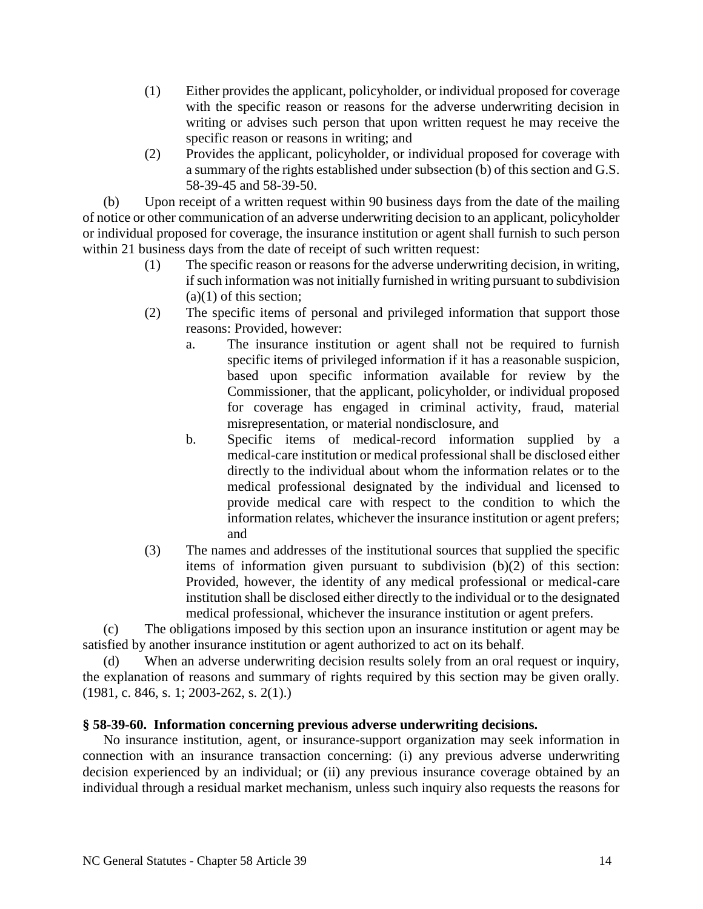(1) Either provides the applicant, policyholder, or individual proposed for coverage with the specific reason or reasons for the adverse underwriting decision in writing or advises such person that upon written request he may receive the specific reason or reasons in writing; and

(2) Provides the applicant, policyholder, or individual proposed for coverage with a summary of the rights established under subsection (b) of this section and G.S. 58-39-45 and 58-39-50.

(b) Upon receipt of a written request within 90 business days from the date of the mailing of notice or other communication of an adverse underwriting decision to an applicant, policyholder or individual proposed for coverage, the insurance institution or agent shall furnish to such person within 21 business days from the date of receipt of such written request:

(1) The specific reason or reasons for the adverse underwriting decision, in writing, if such information was not initially furnished in writing pursuant to subdivision (a)(1) of this section;

(2) The specific items of personal and privileged information that support those reasons: Provided, however:

a. The insurance institution or agent shall not be required to furnish specific items of privileged information if it has a reasonable suspicion, based upon specific information available for review by the Commissioner, that the applicant, policyholder, or individual proposed for coverage has engaged in criminal activity, fraud, material misrepresentation, or material nondisclosure, and

b. Specific items of medical-record information supplied by a medical-care institution or medical professional shall be disclosed either directly to the individual about whom the information relates or to the medical professional designated by the individual and licensed to provide medical care with respect to the condition to which the information relates, whichever the insurance institution or agent prefers; and

(3) The names and addresses of the institutional sources that supplied the specific items of information given pursuant to subdivision (b)(2) of this section: Provided, however, the identity of any medical professional or medical-care institution shall be disclosed either directly to the individual or to the designated medical professional, whichever the insurance institution or agent prefers.

(c) The obligations imposed by this section upon an insurance institution or agent may be satisfied by another insurance institution or agent authorized to act on its behalf.

(d) When an adverse underwriting decision results solely from an oral request or inquiry, the explanation of reasons and summary of rights required by this section may be given orally. (1981, c. 846, s. 1; 2003-262, s. 2(1).)

**§ 58-39-60. Information concerning previous adverse underwriting decisions.**

No insurance institution, agent, or insurance-support organization may seek information in connection with an insurance transaction concerning: (i) any previous adverse underwriting decision experienced by an individual; or (ii) any previous insurance coverage obtained by an individual through a residual market mechanism, unless such inquiry also requests the reasons for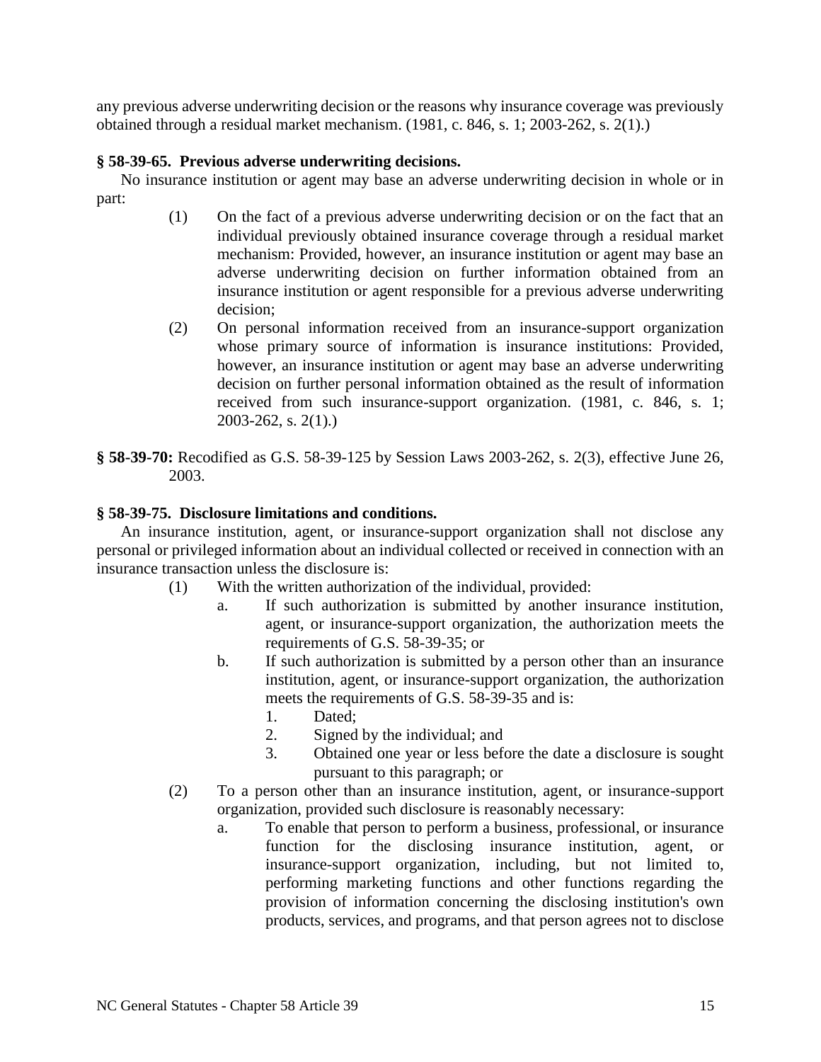any previous adverse underwriting decision or the reasons why insurance coverage was previously obtained through a residual market mechanism. (1981, c. 846, s. 1; 2003-262, s. 2(1).)

**§ 58-39-65. Previous adverse underwriting decisions.**

No insurance institution or agent may base an adverse underwriting decision in whole or in part:

(1) On the fact of a previous adverse underwriting decision or on the fact that an individual previously obtained insurance coverage through a residual market mechanism: Provided, however, an insurance institution or agent may base an adverse underwriting decision on further information obtained from an insurance institution or agent responsible for a previous adverse underwriting decision;

(2) On personal information received from an insurance-support organization whose primary source of information is insurance institutions: Provided, however, an insurance institution or agent may base an adverse underwriting decision on further personal information obtained as the result of information received from such insurance-support organization. (1981, c. 846, s. 1; 2003-262, s. 2(1).)

**§ 58-39-70:** Recodified as G.S. 58-39-125 by Session Laws 2003-262, s. 2(3), effective June 26, 2003.

**§ 58-39-75. Disclosure limitations and conditions.**

An insurance institution, agent, or insurance-support organization shall not disclose any personal or privileged information about an individual collected or received in connection with an insurance transaction unless the disclosure is:

(1) With the written authorization of the individual, provided:

   a. If such authorization is submitted by another insurance institution, agent, or insurance-support organization, the authorization meets the requirements of G.S. 58-39-35; or

   b. If such authorization is submitted by a person other than an insurance institution, agent, or insurance-support organization, the authorization meets the requirements of G.S. 58-39-35 and is:

      1. Dated;
      2. Signed by the individual; and
      3. Obtained one year or less before the date a disclosure is sought pursuant to this paragraph; or

(2) To a person other than an insurance institution, agent, or insurance-support organization, provided such disclosure is reasonably necessary:

   a. To enable that person to perform a business, professional, or insurance function for the disclosing insurance institution, agent, or insurance-support organization, including, but not limited to, performing marketing functions and other functions regarding the provision of information concerning the disclosing institution's own products, services, and programs, and that person agrees not to disclose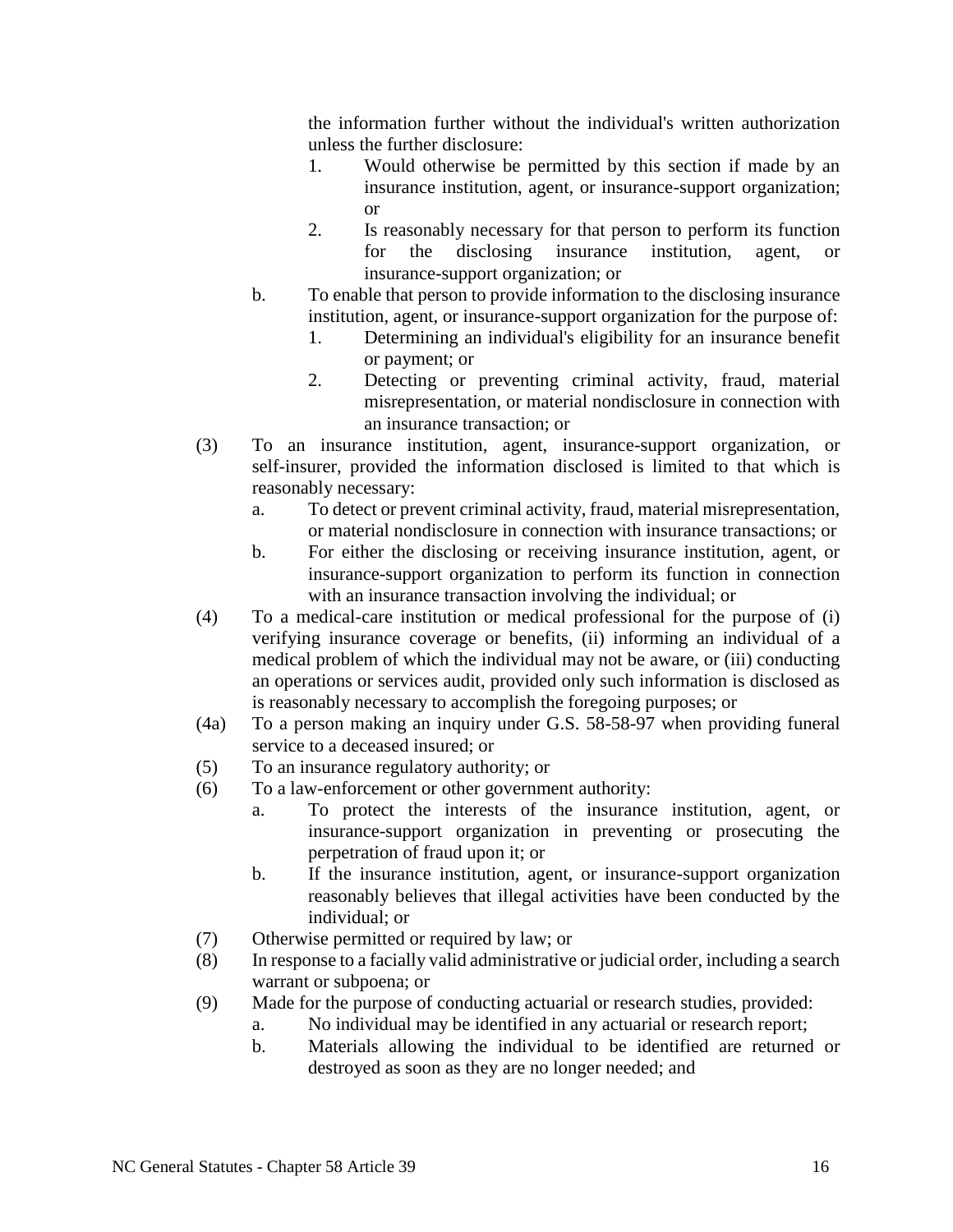the information further without the individual's written authorization unless the further disclosure:

1. Would otherwise be permitted by this section if made by an insurance institution, agent, or insurance-support organization; or
2. Is reasonably necessary for that person to perform its function for the disclosing insurance institution, agent, or insurance-support organization; or

b. To enable that person to provide information to the disclosing insurance institution, agent, or insurance-support organization for the purpose of:

1. Determining an individual's eligibility for an insurance benefit or payment; or
2. Detecting or preventing criminal activity, fraud, material misrepresentation, or material nondisclosure in connection with an insurance transaction; or

(3) To an insurance institution, agent, insurance-support organization, or self-insurer, provided the information disclosed is limited to that which is reasonably necessary:

a. To detect or prevent criminal activity, fraud, material misrepresentation, or material nondisclosure in connection with insurance transactions; or

b. For either the disclosing or receiving insurance institution, agent, or insurance-support organization to perform its function in connection with an insurance transaction involving the individual; or

(4) To a medical-care institution or medical professional for the purpose of (i) verifying insurance coverage or benefits, (ii) informing an individual of a medical problem of which the individual may not be aware, or (iii) conducting an operations or services audit, provided only such information is disclosed as is reasonably necessary to accomplish the foregoing purposes; or

(4a) To a person making an inquiry under G.S. 58-58-97 when providing funeral service to a deceased insured; or

(5) To an insurance regulatory authority; or

(6) To a law-enforcement or other government authority:

a. To protect the interests of the insurance institution, agent, or insurance-support organization in preventing or prosecuting the perpetration of fraud upon it; or

b. If the insurance institution, agent, or insurance-support organization reasonably believes that illegal activities have been conducted by the individual; or

(7) Otherwise permitted or required by law; or

(8) In response to a facially valid administrative or judicial order, including a search warrant or subpoena; or

(9) Made for the purpose of conducting actuarial or research studies, provided:

a. No individual may be identified in any actuarial or research report;

b. Materials allowing the individual to be identified are returned or destroyed as soon as they are no longer needed; and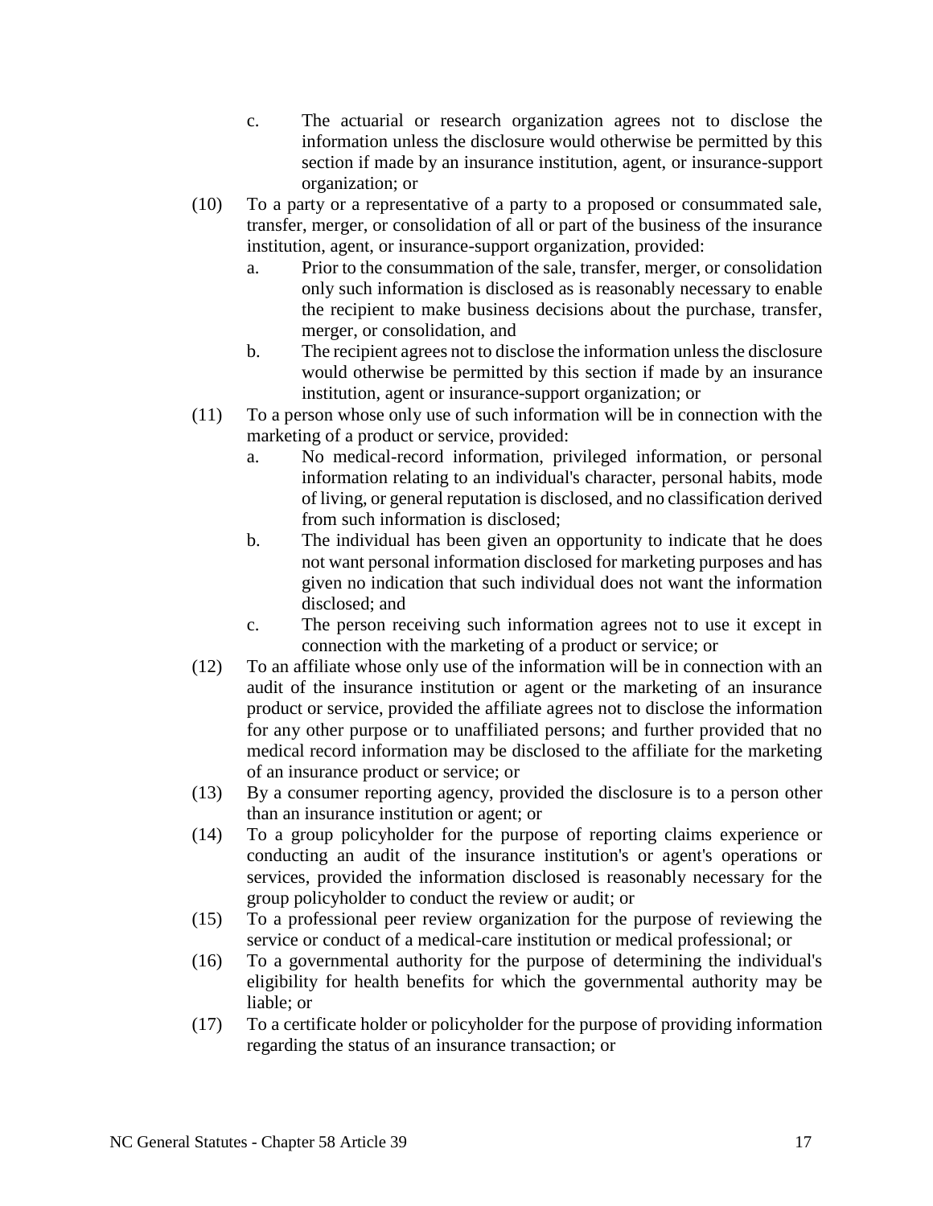c. The actuarial or research organization agrees not to disclose the information unless the disclosure would otherwise be permitted by this section if made by an insurance institution, agent, or insurance-support organization; or

(10) To a party or a representative of a party to a proposed or consummated sale, transfer, merger, or consolidation of all or part of the business of the insurance institution, agent, or insurance-support organization, provided:

a. Prior to the consummation of the sale, transfer, merger, or consolidation only such information is disclosed as is reasonably necessary to enable the recipient to make business decisions about the purchase, transfer, merger, or consolidation, and

b. The recipient agrees not to disclose the information unless the disclosure would otherwise be permitted by this section if made by an insurance institution, agent or insurance-support organization; or

(11) To a person whose only use of such information will be in connection with the marketing of a product or service, provided:

a. No medical-record information, privileged information, or personal information relating to an individual's character, personal habits, mode of living, or general reputation is disclosed, and no classification derived from such information is disclosed;

b. The individual has been given an opportunity to indicate that he does not want personal information disclosed for marketing purposes and has given no indication that such individual does not want the information disclosed; and

c. The person receiving such information agrees not to use it except in connection with the marketing of a product or service; or

(12) To an affiliate whose only use of the information will be in connection with an audit of the insurance institution or agent or the marketing of an insurance product or service, provided the affiliate agrees not to disclose the information for any other purpose or to unaffiliated persons; and further provided that no medical record information may be disclosed to the affiliate for the marketing of an insurance product or service; or

(13) By a consumer reporting agency, provided the disclosure is to a person other than an insurance institution or agent; or

(14) To a group policyholder for the purpose of reporting claims experience or conducting an audit of the insurance institution's or agent's operations or services, provided the information disclosed is reasonably necessary for the group policyholder to conduct the review or audit; or

(15) To a professional peer review organization for the purpose of reviewing the service or conduct of a medical-care institution or medical professional; or

(16) To a governmental authority for the purpose of determining the individual's eligibility for health benefits for which the governmental authority may be liable; or

(17) To a certificate holder or policyholder for the purpose of providing information regarding the status of an insurance transaction; or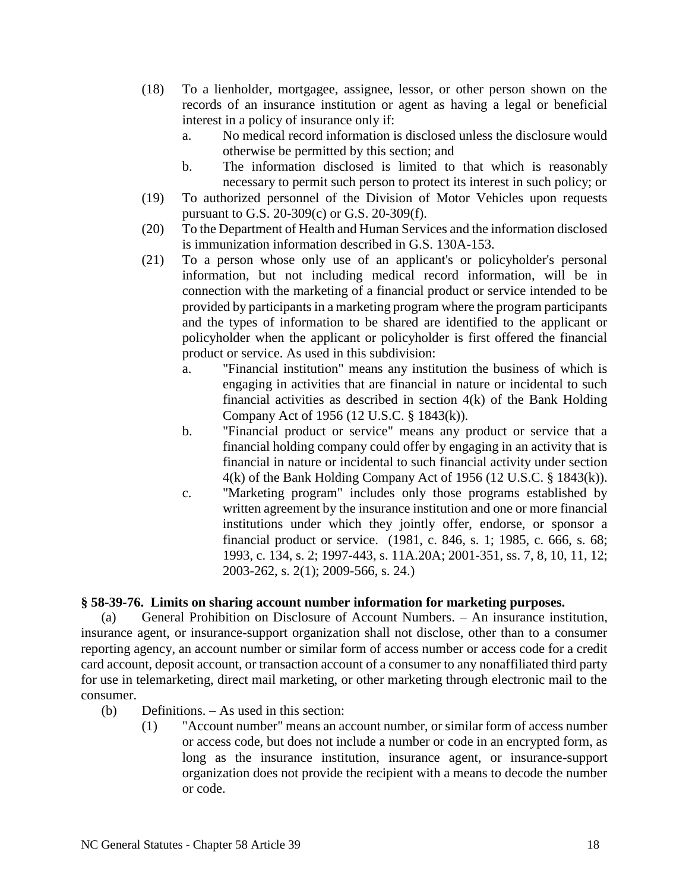(18) To a lienholder, mortgagee, assignee, lessor, or other person shown on the records of an insurance institution or agent as having a legal or beneficial interest in a policy of insurance only if:

   a. No medical record information is disclosed unless the disclosure would otherwise be permitted by this section; and

   b. The information disclosed is limited to that which is reasonably necessary to permit such person to protect its interest in such policy; or

(19) To authorized personnel of the Division of Motor Vehicles upon requests pursuant to G.S. 20-309(c) or G.S. 20-309(f).

(20) To the Department of Health and Human Services and the information disclosed is immunization information described in G.S. 130A-153.

(21) To a person whose only use of an applicant's or policyholder's personal information, but not including medical record information, will be in connection with the marketing of a financial product or service intended to be provided by participants in a marketing program where the program participants and the types of information to be shared are identified to the applicant or policyholder when the applicant or policyholder is first offered the financial product or service. As used in this subdivision:

   a. "Financial institution" means any institution the business of which is engaging in activities that are financial in nature or incidental to such financial activities as described in section 4(k) of the Bank Holding Company Act of 1956 (12 U.S.C. § 1843(k)).

   b. "Financial product or service" means any product or service that a financial holding company could offer by engaging in an activity that is financial in nature or incidental to such financial activity under section 4(k) of the Bank Holding Company Act of 1956 (12 U.S.C. § 1843(k)).

   c. "Marketing program" includes only those programs established by written agreement by the insurance institution and one or more financial institutions under which they jointly offer, endorse, or sponsor a financial product or service. (1981, c. 846, s. 1; 1985, c. 666, s. 68; 1993, c. 134, s. 2; 1997-443, s. 11A.20A; 2001-351, ss. 7, 8, 10, 11, 12; 2003-262, s. 2(1); 2009-566, s. 24.)

**§ 58-39-76. Limits on sharing account number information for marketing purposes.**

(a) General Prohibition on Disclosure of Account Numbers. – An insurance institution, insurance agent, or insurance-support organization shall not disclose, other than to a consumer reporting agency, an account number or similar form of access number or access code for a credit card account, deposit account, or transaction account of a consumer to any nonaffiliated third party for use in telemarketing, direct mail marketing, or other marketing through electronic mail to the consumer.

(b) Definitions. – As used in this section:

(1) "Account number" means an account number, or similar form of access number or access code, but does not include a number or code in an encrypted form, as long as the insurance institution, insurance agent, or insurance-support organization does not provide the recipient with a means to decode the number or code.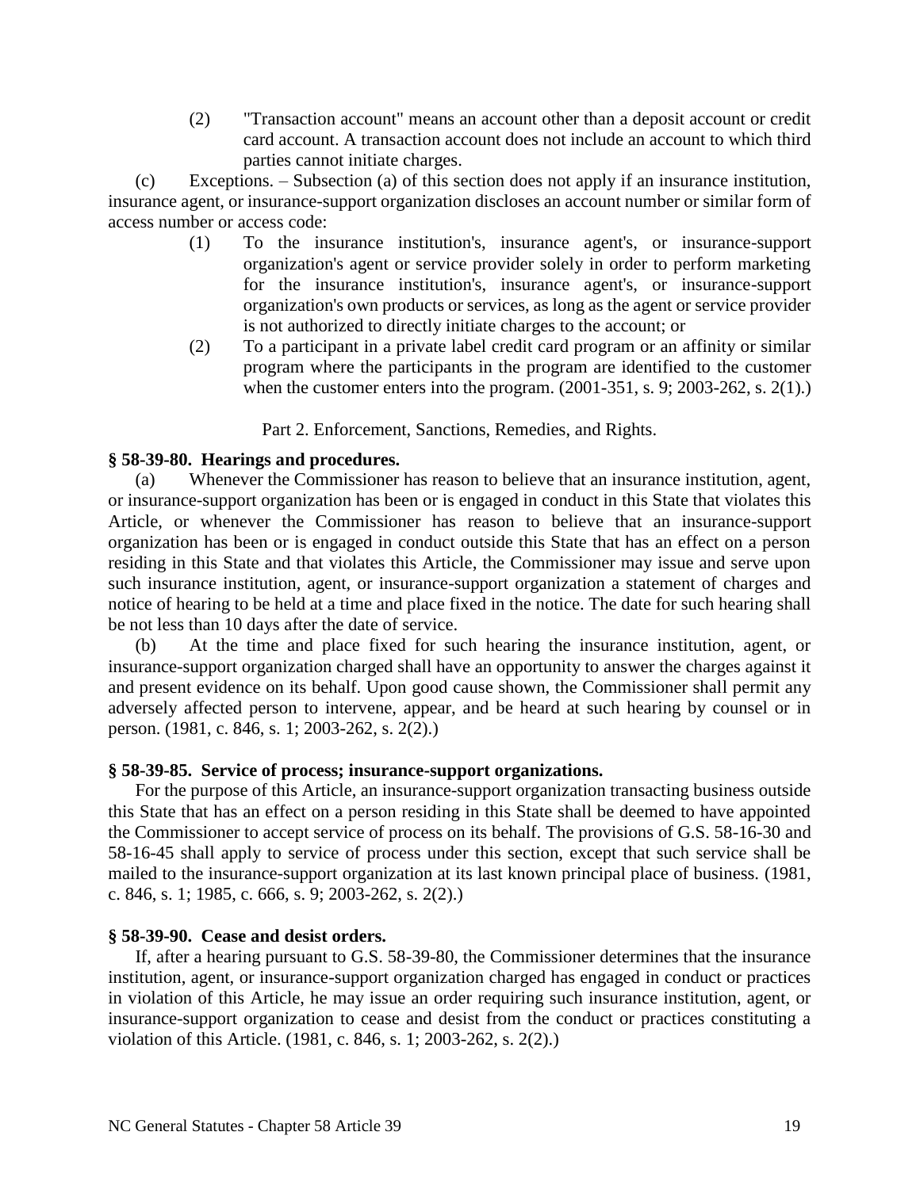(2) "Transaction account" means an account other than a deposit account or credit card account. A transaction account does not include an account to which third parties cannot initiate charges.

(c) Exceptions. – Subsection (a) of this section does not apply if an insurance institution, insurance agent, or insurance-support organization discloses an account number or similar form of access number or access code:

(1) To the insurance institution's, insurance agent's, or insurance-support organization's agent or service provider solely in order to perform marketing for the insurance institution's, insurance agent's, or insurance-support organization's own products or services, as long as the agent or service provider is not authorized to directly initiate charges to the account; or

(2) To a participant in a private label credit card program or an affinity or similar program where the participants in the program are identified to the customer when the customer enters into the program. (2001-351, s. 9; 2003-262, s. 2(1).)

Part 2. Enforcement, Sanctions, Remedies, and Rights.

**§ 58-39-80. Hearings and procedures.**

(a) Whenever the Commissioner has reason to believe that an insurance institution, agent, or insurance-support organization has been or is engaged in conduct in this State that violates this Article, or whenever the Commissioner has reason to believe that an insurance-support organization has been or is engaged in conduct outside this State that has an effect on a person residing in this State and that violates this Article, the Commissioner may issue and serve upon such insurance institution, agent, or insurance-support organization a statement of charges and notice of hearing to be held at a time and place fixed in the notice. The date for such hearing shall be not less than 10 days after the date of service.

(b) At the time and place fixed for such hearing the insurance institution, agent, or insurance-support organization charged shall have an opportunity to answer the charges against it and present evidence on its behalf. Upon good cause shown, the Commissioner shall permit any adversely affected person to intervene, appear, and be heard at such hearing by counsel or in person. (1981, c. 846, s. 1; 2003-262, s. 2(2).)

**§ 58-39-85. Service of process; insurance-support organizations.**

For the purpose of this Article, an insurance-support organization transacting business outside this State that has an effect on a person residing in this State shall be deemed to have appointed the Commissioner to accept service of process on its behalf. The provisions of G.S. 58-16-30 and 58-16-45 shall apply to service of process under this section, except that such service shall be mailed to the insurance-support organization at its last known principal place of business. (1981, c. 846, s. 1; 1985, c. 666, s. 9; 2003-262, s. 2(2).)

**§ 58-39-90. Cease and desist orders.**

If, after a hearing pursuant to G.S. 58-39-80, the Commissioner determines that the insurance institution, agent, or insurance-support organization charged has engaged in conduct or practices in violation of this Article, he may issue an order requiring such insurance institution, agent, or insurance-support organization to cease and desist from the conduct or practices constituting a violation of this Article. (1981, c. 846, s. 1; 2003-262, s. 2(2).)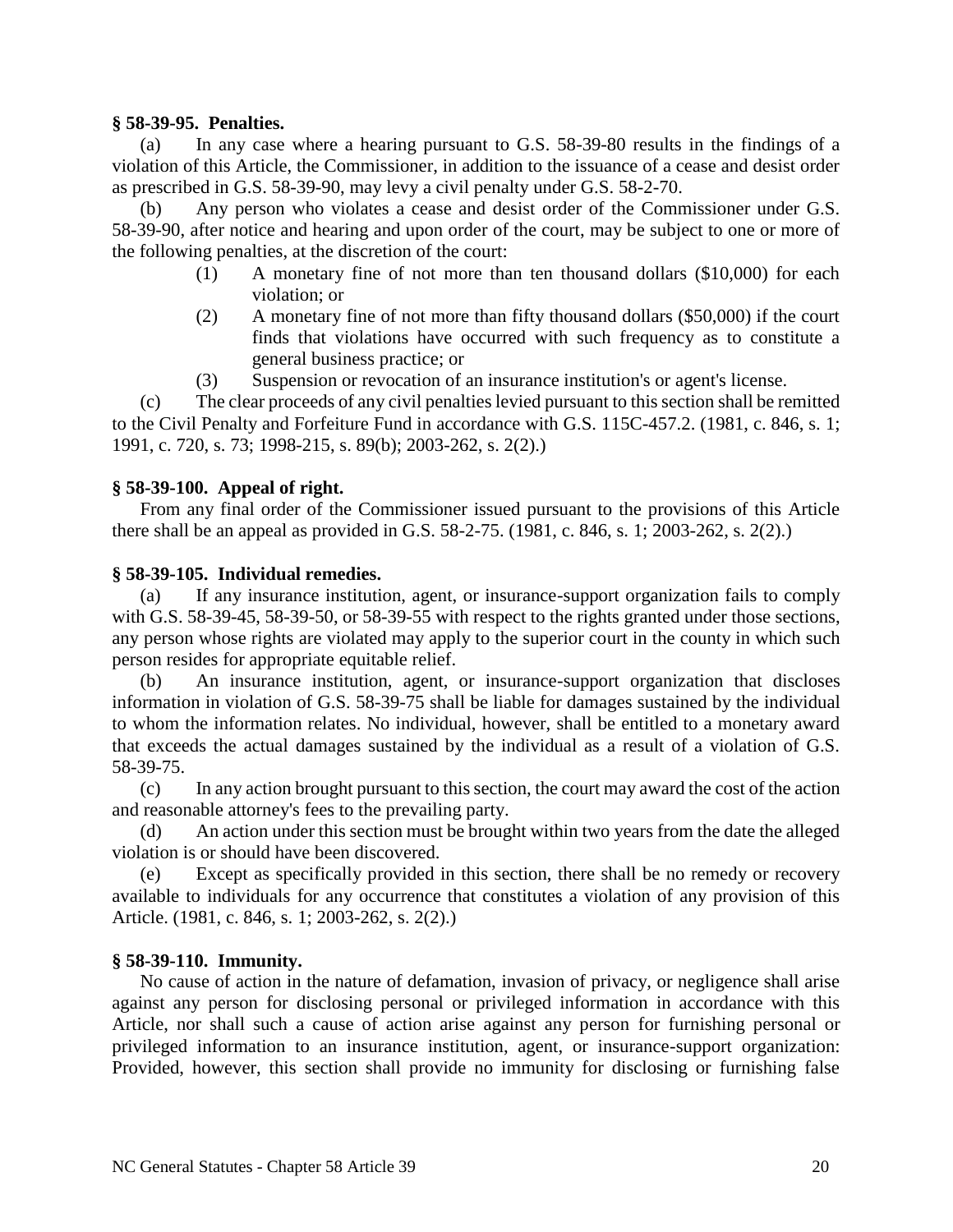**§ 58-39-95. Penalties.**

(a) In any case where a hearing pursuant to G.S. 58-39-80 results in the findings of a violation of this Article, the Commissioner, in addition to the issuance of a cease and desist order as prescribed in G.S. 58-39-90, may levy a civil penalty under G.S. 58-2-70.

(b) Any person who violates a cease and desist order of the Commissioner under G.S. 58-39-90, after notice and hearing and upon order of the court, may be subject to one or more of the following penalties, at the discretion of the court:

(1) A monetary fine of not more than ten thousand dollars ($10,000) for each violation; or

(2) A monetary fine of not more than fifty thousand dollars ($50,000) if the court finds that violations have occurred with such frequency as to constitute a general business practice; or

(3) Suspension or revocation of an insurance institution's or agent's license.

(c) The clear proceeds of any civil penalties levied pursuant to this section shall be remitted to the Civil Penalty and Forfeiture Fund in accordance with G.S. 115C-457.2. (1981, c. 846, s. 1; 1991, c. 720, s. 73; 1998-215, s. 89(b); 2003-262, s. 2(2).)

**§ 58-39-100. Appeal of right.**

From any final order of the Commissioner issued pursuant to the provisions of this Article there shall be an appeal as provided in G.S. 58-2-75. (1981, c. 846, s. 1; 2003-262, s. 2(2).)

**§ 58-39-105. Individual remedies.**

(a) If any insurance institution, agent, or insurance-support organization fails to comply with G.S. 58-39-45, 58-39-50, or 58-39-55 with respect to the rights granted under those sections, any person whose rights are violated may apply to the superior court in the county in which such person resides for appropriate equitable relief.

(b) An insurance institution, agent, or insurance-support organization that discloses information in violation of G.S. 58-39-75 shall be liable for damages sustained by the individual to whom the information relates. No individual, however, shall be entitled to a monetary award that exceeds the actual damages sustained by the individual as a result of a violation of G.S. 58-39-75.

(c) In any action brought pursuant to this section, the court may award the cost of the action and reasonable attorney's fees to the prevailing party.

(d) An action under this section must be brought within two years from the date the alleged violation is or should have been discovered.

(e) Except as specifically provided in this section, there shall be no remedy or recovery available to individuals for any occurrence that constitutes a violation of any provision of this Article. (1981, c. 846, s. 1; 2003-262, s. 2(2).)

**§ 58-39-110. Immunity.**

No cause of action in the nature of defamation, invasion of privacy, or negligence shall arise against any person for disclosing personal or privileged information in accordance with this Article, nor shall such a cause of action arise against any person for furnishing personal or privileged information to an insurance institution, agent, or insurance-support organization: Provided, however, this section shall provide no immunity for disclosing or furnishing false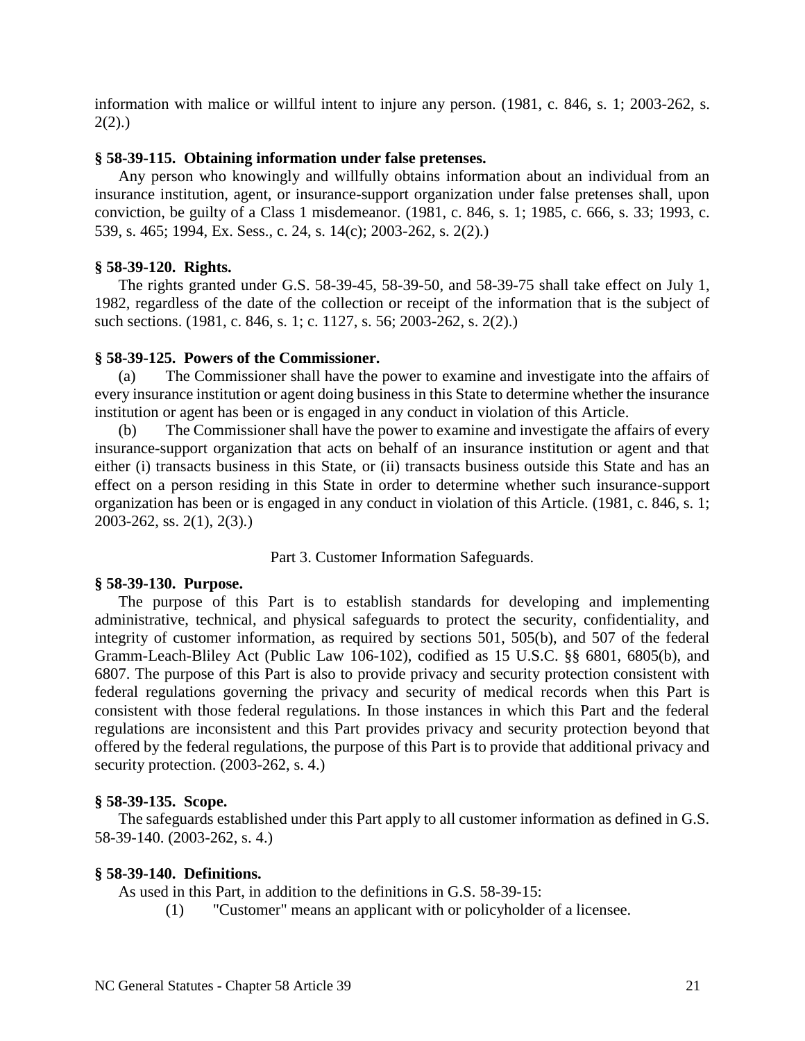information with malice or willful intent to injure any person. (1981, c. 846, s. 1; 2003-262, s. 2(2).)

**§ 58-39-115. Obtaining information under false pretenses.**

Any person who knowingly and willfully obtains information about an individual from an insurance institution, agent, or insurance-support organization under false pretenses shall, upon conviction, be guilty of a Class 1 misdemeanor. (1981, c. 846, s. 1; 1985, c. 666, s. 33; 1993, c. 539, s. 465; 1994, Ex. Sess., c. 24, s. 14(c); 2003-262, s. 2(2).)

**§ 58-39-120. Rights.**

The rights granted under G.S. 58-39-45, 58-39-50, and 58-39-75 shall take effect on July 1, 1982, regardless of the date of the collection or receipt of the information that is the subject of such sections. (1981, c. 846, s. 1; c. 1127, s. 56; 2003-262, s. 2(2).)

**§ 58-39-125. Powers of the Commissioner.**

(a) The Commissioner shall have the power to examine and investigate into the affairs of every insurance institution or agent doing business in this State to determine whether the insurance institution or agent has been or is engaged in any conduct in violation of this Article.

(b) The Commissioner shall have the power to examine and investigate the affairs of every insurance-support organization that acts on behalf of an insurance institution or agent and that either (i) transacts business in this State, or (ii) transacts business outside this State and has an effect on a person residing in this State in order to determine whether such insurance-support organization has been or is engaged in any conduct in violation of this Article. (1981, c. 846, s. 1; 2003-262, ss. 2(1), 2(3).)

Part 3. Customer Information Safeguards.

**§ 58-39-130. Purpose.**

The purpose of this Part is to establish standards for developing and implementing administrative, technical, and physical safeguards to protect the security, confidentiality, and integrity of customer information, as required by sections 501, 505(b), and 507 of the federal Gramm-Leach-Bliley Act (Public Law 106-102), codified as 15 U.S.C. §§ 6801, 6805(b), and 6807. The purpose of this Part is also to provide privacy and security protection consistent with federal regulations governing the privacy and security of medical records when this Part is consistent with those federal regulations. In those instances in which this Part and the federal regulations are inconsistent and this Part provides privacy and security protection beyond that offered by the federal regulations, the purpose of this Part is to provide that additional privacy and security protection. (2003-262, s. 4.)

**§ 58-39-135. Scope.**

The safeguards established under this Part apply to all customer information as defined in G.S. 58-39-140. (2003-262, s. 4.)

**§ 58-39-140. Definitions.**

As used in this Part, in addition to the definitions in G.S. 58-39-15:

(1) "Customer" means an applicant with or policyholder of a licensee.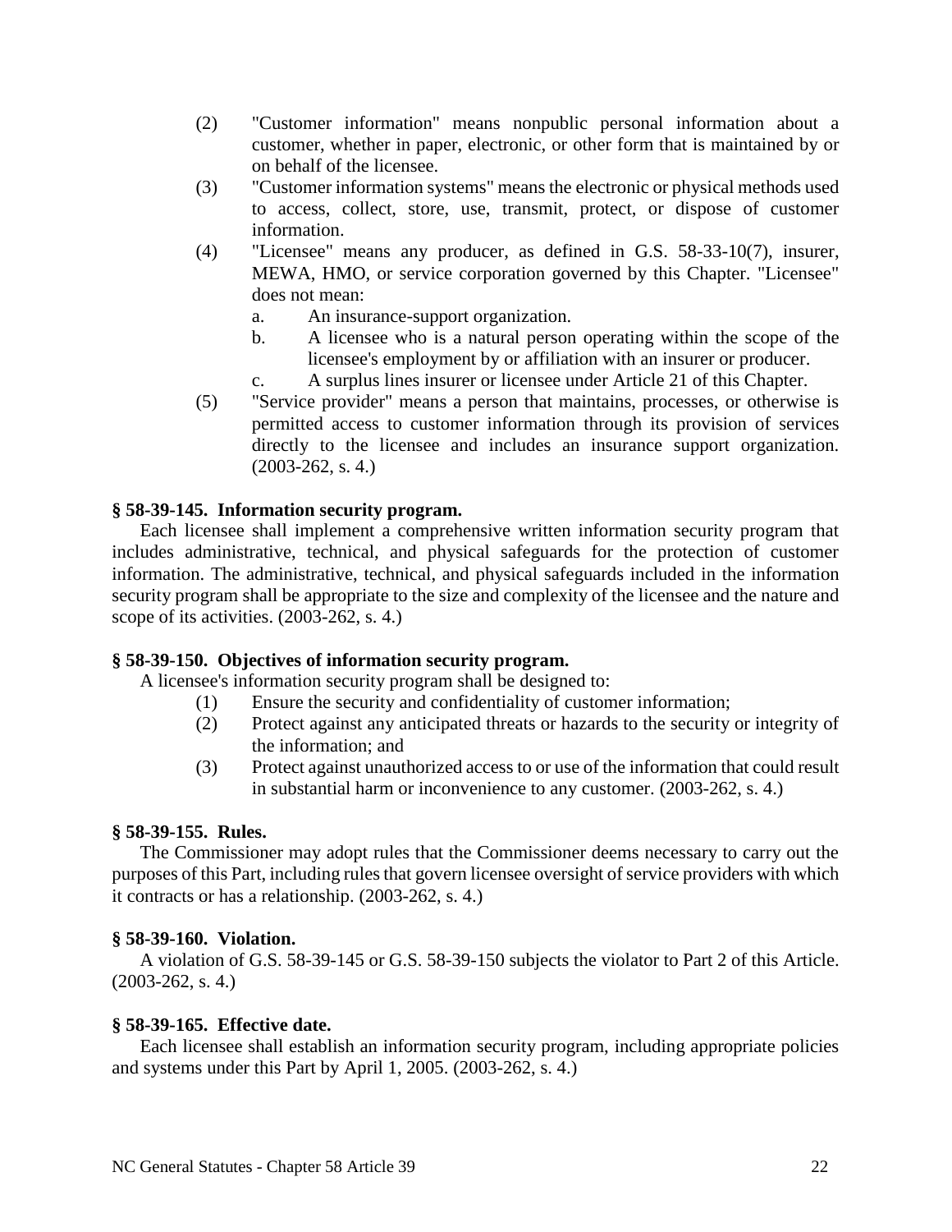(2) "Customer information" means nonpublic personal information about a customer, whether in paper, electronic, or other form that is maintained by or on behalf of the licensee.

(3) "Customer information systems" means the electronic or physical methods used to access, collect, store, use, transmit, protect, or dispose of customer information.

(4) "Licensee" means any producer, as defined in G.S. 58-33-10(7), insurer, MEWA, HMO, or service corporation governed by this Chapter. "Licensee" does not mean:

a. An insurance-support organization.

b. A licensee who is a natural person operating within the scope of the licensee's employment by or affiliation with an insurer or producer.

c. A surplus lines insurer or licensee under Article 21 of this Chapter.

(5) "Service provider" means a person that maintains, processes, or otherwise is permitted access to customer information through its provision of services directly to the licensee and includes an insurance support organization. (2003-262, s. 4.)

**§ 58-39-145. Information security program.**

Each licensee shall implement a comprehensive written information security program that includes administrative, technical, and physical safeguards for the protection of customer information. The administrative, technical, and physical safeguards included in the information security program shall be appropriate to the size and complexity of the licensee and the nature and scope of its activities. (2003-262, s. 4.)

**§ 58-39-150. Objectives of information security program.**

A licensee's information security program shall be designed to:

(1) Ensure the security and confidentiality of customer information;

(2) Protect against any anticipated threats or hazards to the security or integrity of the information; and

(3) Protect against unauthorized access to or use of the information that could result in substantial harm or inconvenience to any customer. (2003-262, s. 4.)

**§ 58-39-155. Rules.**

The Commissioner may adopt rules that the Commissioner deems necessary to carry out the purposes of this Part, including rules that govern licensee oversight of service providers with which it contracts or has a relationship. (2003-262, s. 4.)

**§ 58-39-160. Violation.**

A violation of G.S. 58-39-145 or G.S. 58-39-150 subjects the violator to Part 2 of this Article. (2003-262, s. 4.)

**§ 58-39-165. Effective date.**

Each licensee shall establish an information security program, including appropriate policies and systems under this Part by April 1, 2005. (2003-262, s. 4.)